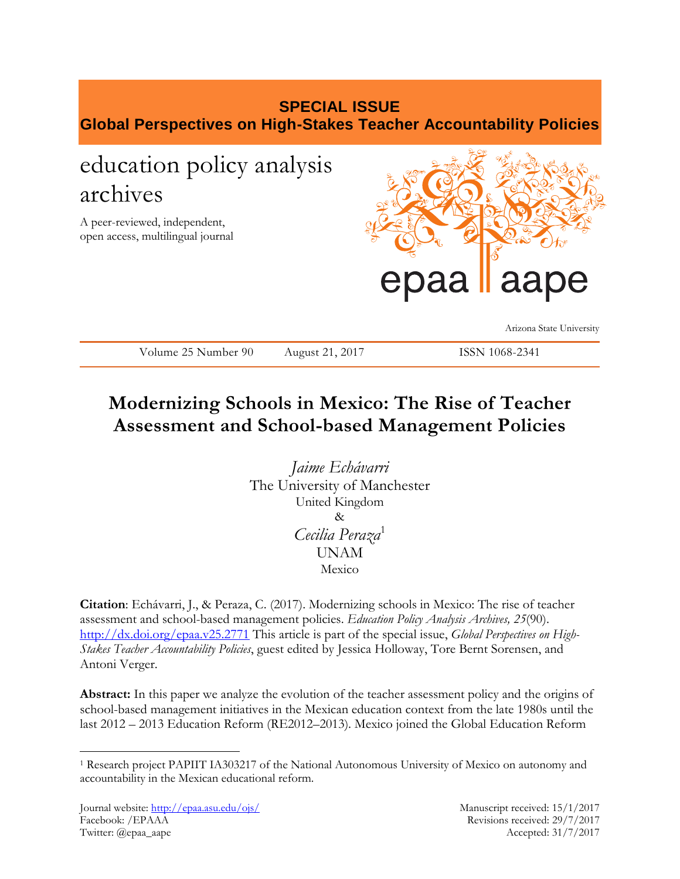**SPECIAL ISSUE**
**Global Perspectives on High-Stakes Teacher Accountability Policies**

education policy analysis archives

A peer-reviewed, independent, open access, multilingual journal

epaa aape

Arizona State University

Volume 25 Number 90 August 21, 2017 ISSN 1068-2341

# Modernizing Schools in Mexico: The Rise of Teacher Assessment and School-based Management Policies

*Jaime Echávarri*
The University of Manchester
United Kingdom
&
*Cecilia Peraza*[1]
UNAM
Mexico

**Citation**: Echávarri, J., & Peraza, C. (2017). Modernizing schools in Mexico: The rise of teacher assessment and school-based management policies. *Education Policy Analysis Archives, 25*(90). http://dx.doi.org/epaa.v25.2771 This article is part of the special issue, *Global Perspectives on High-Stakes Teacher Accountability Policies*, guest edited by Jessica Holloway, Tore Bernt Sorensen, and Antoni Verger.

**Abstract:** In this paper we analyze the evolution of the teacher assessment policy and the origins of school-based management initiatives in the Mexican education context from the late 1980s until the last 2012 – 2013 Education Reform (RE2012–2013). Mexico joined the Global Education Reform

[1] Research project PAPIIT IA303217 of the National Autonomous University of Mexico on autonomy and accountability in the Mexican educational reform.

Journal website: http://epaa.asu.edu/ojs/
Facebook: /EPAAA
Twitter: @epaa_aape

Manuscript received: 15/1/2017
Revisions received: 29/7/2017
Accepted: 31/7/2017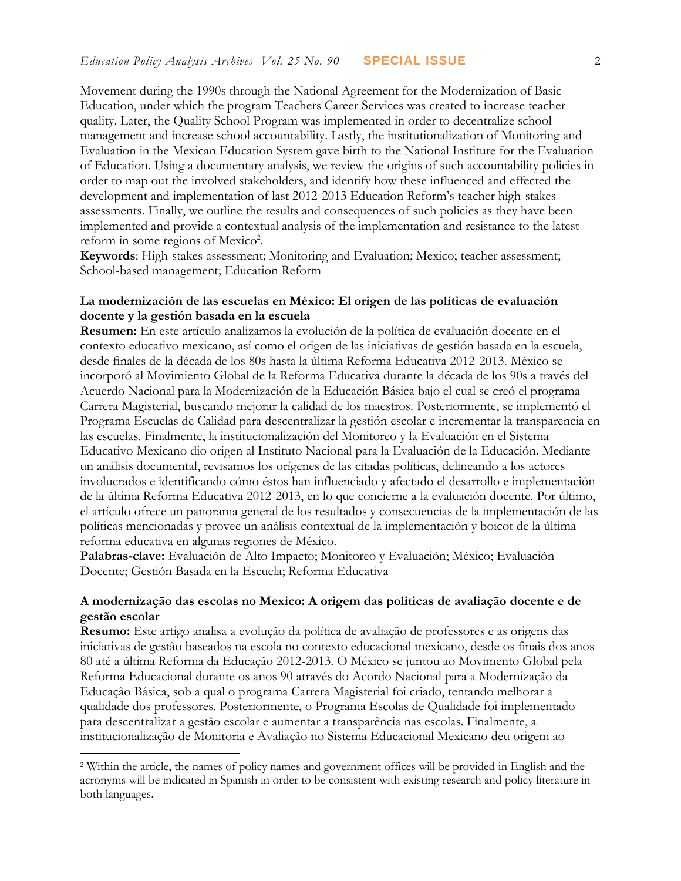Movement during the 1990s through the National Agreement for the Modernization of Basic Education, under which the program Teachers Career Services was created to increase teacher quality. Later, the Quality School Program was implemented in order to decentralize school management and increase school accountability. Lastly, the institutionalization of Monitoring and Evaluation in the Mexican Education System gave birth to the National Institute for the Evaluation of Education. Using a documentary analysis, we review the origins of such accountability policies in order to map out the involved stakeholders, and identify how these influenced and effected the development and implementation of last 2012-2013 Education Reform's teacher high-stakes assessments. Finally, we outline the results and consequences of such policies as they have been implemented and provide a contextual analysis of the implementation and resistance to the latest reform in some regions of Mexico[2].

**Keywords**: High-stakes assessment; Monitoring and Evaluation; Mexico; teacher assessment; School-based management; Education Reform

**La modernización de las escuelas en México: El origen de las políticas de evaluación docente y la gestión basada en la escuela**

**Resumen:** En este artículo analizamos la evolución de la política de evaluación docente en el contexto educativo mexicano, así como el origen de las iniciativas de gestión basada en la escuela, desde finales de la década de los 80s hasta la última Reforma Educativa 2012-2013. México se incorporó al Movimiento Global de la Reforma Educativa durante la década de los 90s a través del Acuerdo Nacional para la Modernización de la Educación Básica bajo el cual se creó el programa Carrera Magisterial, buscando mejorar la calidad de los maestros. Posteriormente, se implementó el Programa Escuelas de Calidad para descentralizar la gestión escolar e incrementar la transparencia en las escuelas. Finalmente, la institucionalización del Monitoreo y la Evaluación en el Sistema Educativo Mexicano dio origen al Instituto Nacional para la Evaluación de la Educación. Mediante un análisis documental, revisamos los orígenes de las citadas políticas, delineando a los actores involucrados e identificando cómo éstos han influenciado y afectado el desarrollo e implementación de la última Reforma Educativa 2012-2013, en lo que concierne a la evaluación docente. Por último, el artículo ofrece un panorama general de los resultados y consecuencias de la implementación de las políticas mencionadas y provee un análisis contextual de la implementación y boicot de la última reforma educativa en algunas regiones de México.

**Palabras-clave:** Evaluación de Alto Impacto; Monitoreo y Evaluación; México; Evaluación Docente; Gestión Basada en la Escuela; Reforma Educativa

**A modernização das escolas no Mexico: A origem das politicas de avaliação docente e de gestão escolar**

**Resumo:** Este artigo analisa a evolução da política de avaliação de professores e as origens das iniciativas de gestão baseados na escola no contexto educacional mexicano, desde os finais dos anos 80 até a última Reforma da Educação 2012-2013. O México se juntou ao Movimento Global pela Reforma Educacional durante os anos 90 através do Acordo Nacional para a Modernização da Educação Básica, sob a qual o programa Carrera Magisterial foi criado, tentando melhorar a qualidade dos professores. Posteriormente, o Programa Escolas de Qualidade foi implementado para descentralizar a gestão escolar e aumentar a transparência nas escolas. Finalmente, a institucionalização de Monitoria e Avaliação no Sistema Educacional Mexicano deu origem ao

[2] Within the article, the names of policy names and government offices will be provided in English and the acronyms will be indicated in Spanish in order to be consistent with existing research and policy literature in both languages.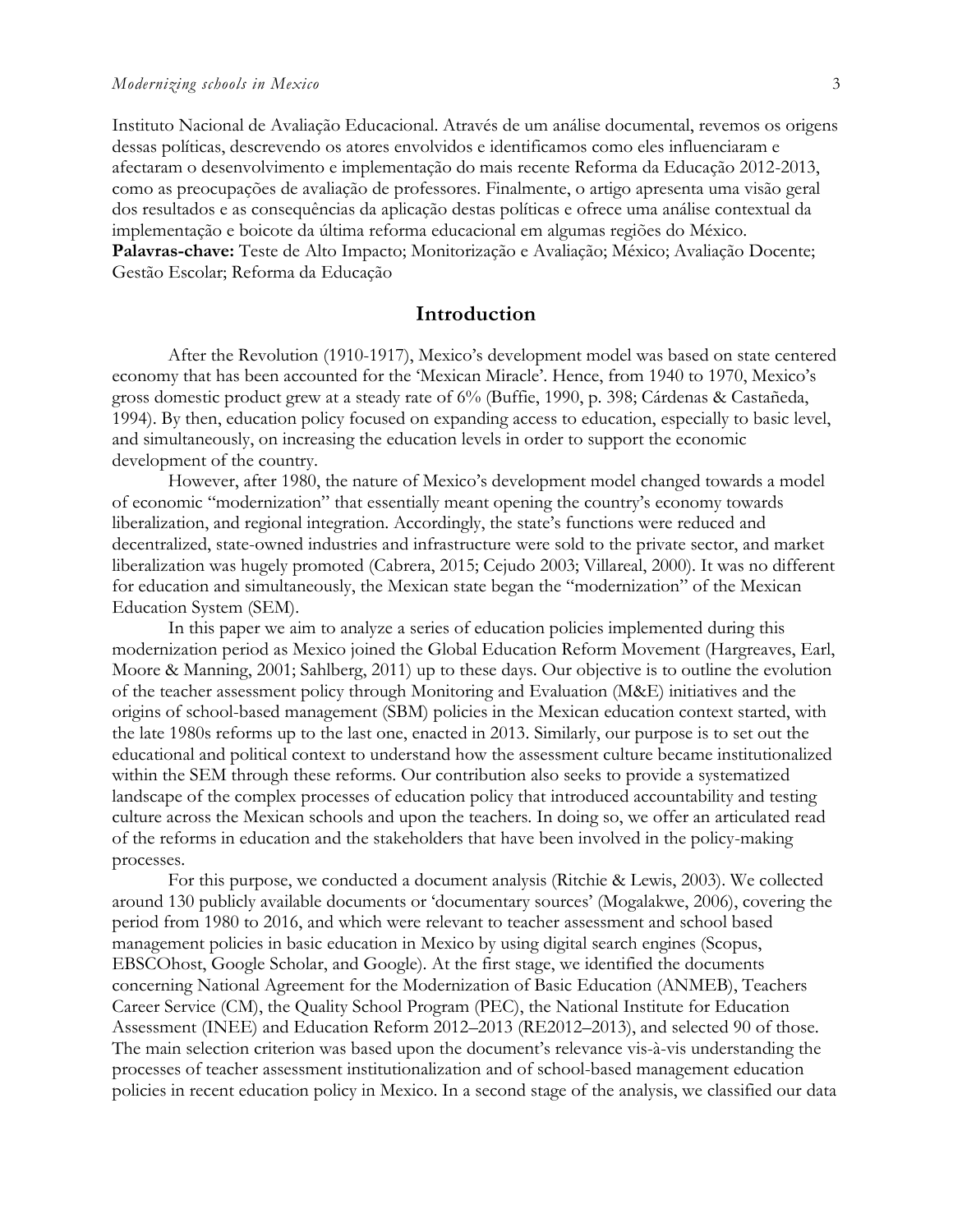Instituto Nacional de Avaliação Educacional. Através de um análise documental, revemos os origens dessas políticas, descrevendo os atores envolvidos e identificamos como eles influenciaram e afectaram o desenvolvimento e implementação do mais recente Reforma da Educação 2012-2013, como as preocupações de avaliação de professores. Finalmente, o artigo apresenta uma visão geral dos resultados e as consequências da aplicação destas políticas e ofrece uma análise contextual da implementação e boicote da última reforma educacional em algumas regiões do México.
**Palavras-chave:** Teste de Alto Impacto; Monitorização e Avaliação; México; Avaliação Docente; Gestão Escolar; Reforma da Educação

## Introduction

After the Revolution (1910-1917), Mexico's development model was based on state centered economy that has been accounted for the 'Mexican Miracle'. Hence, from 1940 to 1970, Mexico's gross domestic product grew at a steady rate of 6% (Buffie, 1990, p. 398; Cárdenas & Castañeda, 1994). By then, education policy focused on expanding access to education, especially to basic level, and simultaneously, on increasing the education levels in order to support the economic development of the country.

However, after 1980, the nature of Mexico's development model changed towards a model of economic "modernization" that essentially meant opening the country's economy towards liberalization, and regional integration. Accordingly, the state's functions were reduced and decentralized, state-owned industries and infrastructure were sold to the private sector, and market liberalization was hugely promoted (Cabrera, 2015; Cejudo 2003; Villareal, 2000). It was no different for education and simultaneously, the Mexican state began the "modernization" of the Mexican Education System (SEM).

In this paper we aim to analyze a series of education policies implemented during this modernization period as Mexico joined the Global Education Reform Movement (Hargreaves, Earl, Moore & Manning, 2001; Sahlberg, 2011) up to these days. Our objective is to outline the evolution of the teacher assessment policy through Monitoring and Evaluation (M&E) initiatives and the origins of school-based management (SBM) policies in the Mexican education context started, with the late 1980s reforms up to the last one, enacted in 2013. Similarly, our purpose is to set out the educational and political context to understand how the assessment culture became institutionalized within the SEM through these reforms. Our contribution also seeks to provide a systematized landscape of the complex processes of education policy that introduced accountability and testing culture across the Mexican schools and upon the teachers. In doing so, we offer an articulated read of the reforms in education and the stakeholders that have been involved in the policy-making processes.

For this purpose, we conducted a document analysis (Ritchie & Lewis, 2003). We collected around 130 publicly available documents or 'documentary sources' (Mogalakwe, 2006), covering the period from 1980 to 2016, and which were relevant to teacher assessment and school based management policies in basic education in Mexico by using digital search engines (Scopus, EBSCOhost, Google Scholar, and Google). At the first stage, we identified the documents concerning National Agreement for the Modernization of Basic Education (ANMEB), Teachers Career Service (CM), the Quality School Program (PEC), the National Institute for Education Assessment (INEE) and Education Reform 2012–2013 (RE2012–2013), and selected 90 of those. The main selection criterion was based upon the document's relevance vis-à-vis understanding the processes of teacher assessment institutionalization and of school-based management education policies in recent education policy in Mexico. In a second stage of the analysis, we classified our data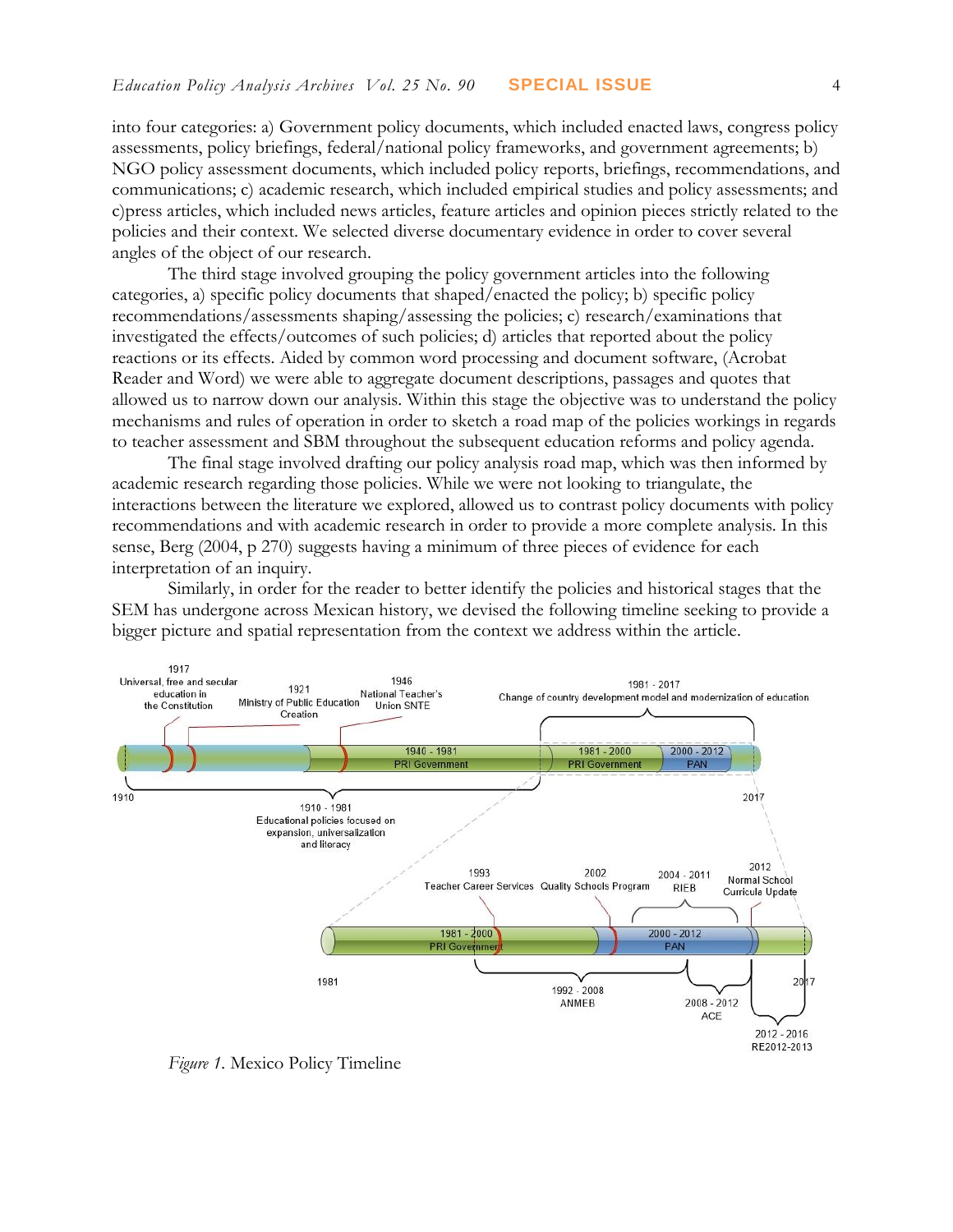into four categories: a) Government policy documents, which included enacted laws, congress policy assessments, policy briefings, federal/national policy frameworks, and government agreements; b) NGO policy assessment documents, which included policy reports, briefings, recommendations, and communications; c) academic research, which included empirical studies and policy assessments; and c)press articles, which included news articles, feature articles and opinion pieces strictly related to the policies and their context. We selected diverse documentary evidence in order to cover several angles of the object of our research.

The third stage involved grouping the policy government articles into the following categories, a) specific policy documents that shaped/enacted the policy; b) specific policy recommendations/assessments shaping/assessing the policies; c) research/examinations that investigated the effects/outcomes of such policies; d) articles that reported about the policy reactions or its effects. Aided by common word processing and document software, (Acrobat Reader and Word) we were able to aggregate document descriptions, passages and quotes that allowed us to narrow down our analysis. Within this stage the objective was to understand the policy mechanisms and rules of operation in order to sketch a road map of the policies workings in regards to teacher assessment and SBM throughout the subsequent education reforms and policy agenda.

The final stage involved drafting our policy analysis road map, which was then informed by academic research regarding those policies. While we were not looking to triangulate, the interactions between the literature we explored, allowed us to contrast policy documents with policy recommendations and with academic research in order to provide a more complete analysis. In this sense, Berg (2004, p 270) suggests having a minimum of three pieces of evidence for each interpretation of an inquiry.

Similarly, in order for the reader to better identify the policies and historical stages that the SEM has undergone across Mexican history, we devised the following timeline seeking to provide a bigger picture and spatial representation from the context we address within the article.

*Figure 1.* Mexico Policy Timeline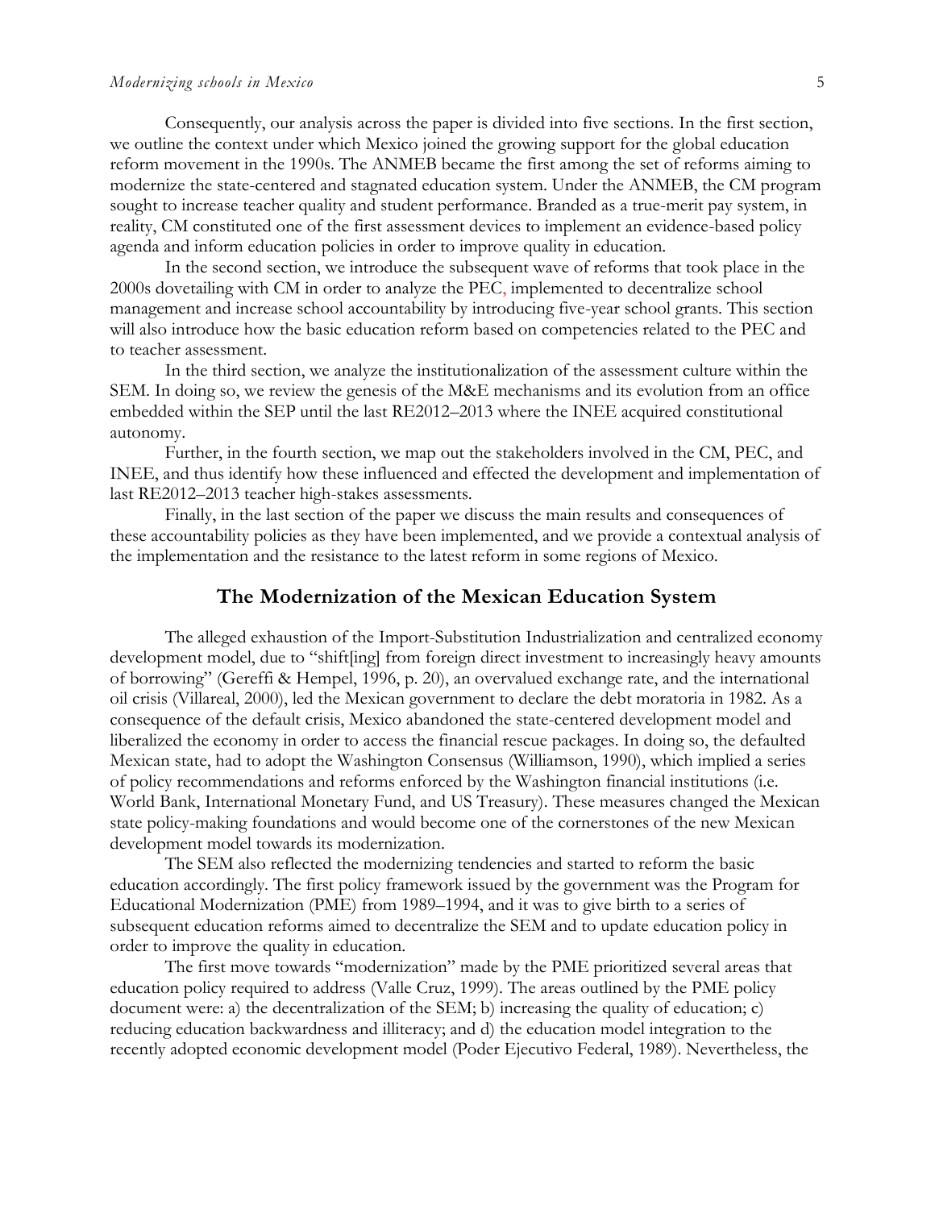Consequently, our analysis across the paper is divided into five sections. In the first section, we outline the context under which Mexico joined the growing support for the global education reform movement in the 1990s. The ANMEB became the first among the set of reforms aiming to modernize the state-centered and stagnated education system. Under the ANMEB, the CM program sought to increase teacher quality and student performance. Branded as a true-merit pay system, in reality, CM constituted one of the first assessment devices to implement an evidence-based policy agenda and inform education policies in order to improve quality in education.

In the second section, we introduce the subsequent wave of reforms that took place in the 2000s dovetailing with CM in order to analyze the PEC, implemented to decentralize school management and increase school accountability by introducing five-year school grants. This section will also introduce how the basic education reform based on competencies related to the PEC and to teacher assessment.

In the third section, we analyze the institutionalization of the assessment culture within the SEM. In doing so, we review the genesis of the M&E mechanisms and its evolution from an office embedded within the SEP until the last RE2012–2013 where the INEE acquired constitutional autonomy.

Further, in the fourth section, we map out the stakeholders involved in the CM, PEC, and INEE, and thus identify how these influenced and effected the development and implementation of last RE2012–2013 teacher high-stakes assessments.

Finally, in the last section of the paper we discuss the main results and consequences of these accountability policies as they have been implemented, and we provide a contextual analysis of the implementation and the resistance to the latest reform in some regions of Mexico.

## The Modernization of the Mexican Education System

The alleged exhaustion of the Import-Substitution Industrialization and centralized economy development model, due to "shift[ing] from foreign direct investment to increasingly heavy amounts of borrowing" (Gereffi & Hempel, 1996, p. 20), an overvalued exchange rate, and the international oil crisis (Villareal, 2000), led the Mexican government to declare the debt moratoria in 1982. As a consequence of the default crisis, Mexico abandoned the state-centered development model and liberalized the economy in order to access the financial rescue packages. In doing so, the defaulted Mexican state, had to adopt the Washington Consensus (Williamson, 1990), which implied a series of policy recommendations and reforms enforced by the Washington financial institutions (i.e. World Bank, International Monetary Fund, and US Treasury). These measures changed the Mexican state policy-making foundations and would become one of the cornerstones of the new Mexican development model towards its modernization.

The SEM also reflected the modernizing tendencies and started to reform the basic education accordingly. The first policy framework issued by the government was the Program for Educational Modernization (PME) from 1989–1994, and it was to give birth to a series of subsequent education reforms aimed to decentralize the SEM and to update education policy in order to improve the quality in education.

The first move towards "modernization" made by the PME prioritized several areas that education policy required to address (Valle Cruz, 1999). The areas outlined by the PME policy document were: a) the decentralization of the SEM; b) increasing the quality of education; c) reducing education backwardness and illiteracy; and d) the education model integration to the recently adopted economic development model (Poder Ejecutivo Federal, 1989). Nevertheless, the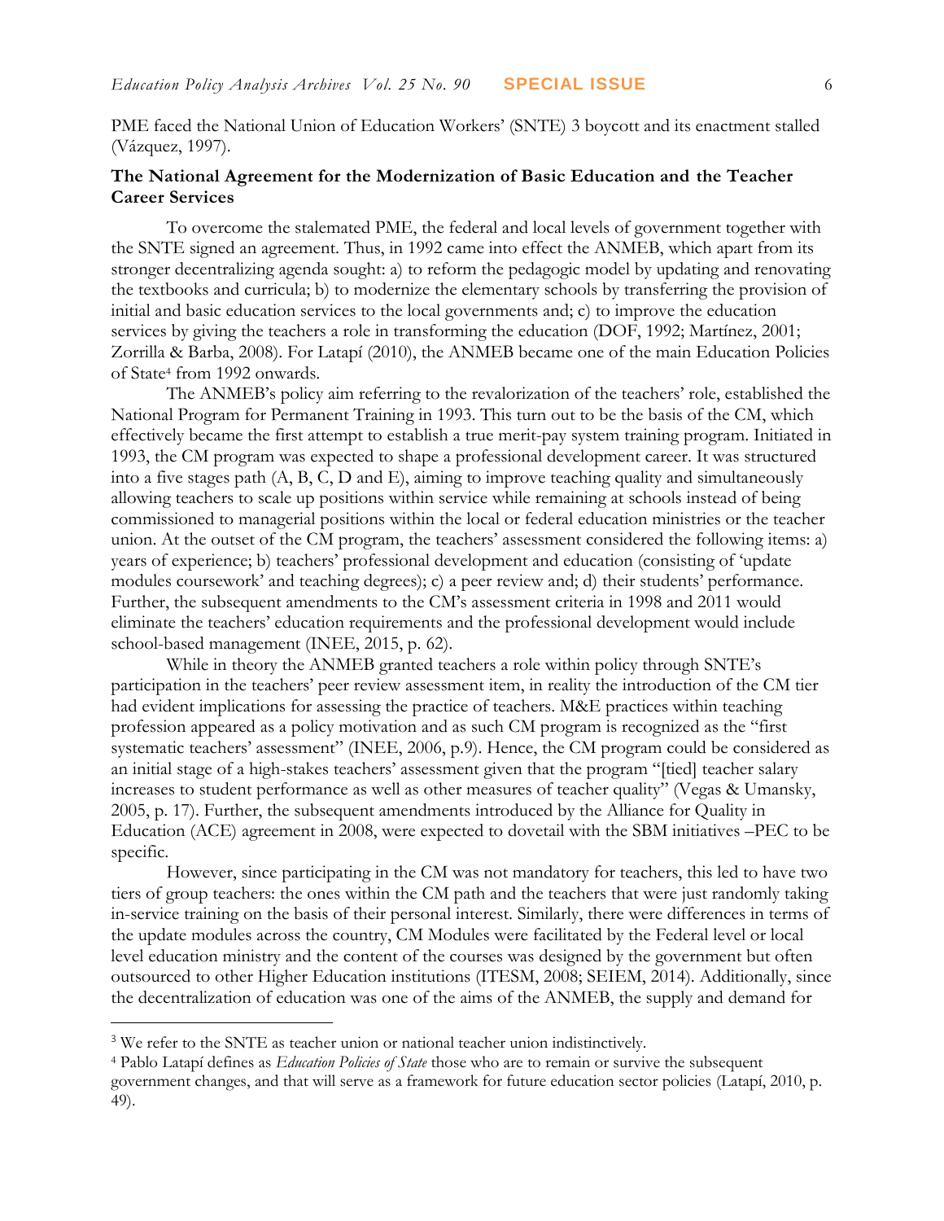PME faced the National Union of Education Workers' (SNTE) [3] boycott and its enactment stalled (Vázquez, 1997).

### The National Agreement for the Modernization of Basic Education and the Teacher Career Services

To overcome the stalemated PME, the federal and local levels of government together with the SNTE signed an agreement. Thus, in 1992 came into effect the ANMEB, which apart from its stronger decentralizing agenda sought: a) to reform the pedagogic model by updating and renovating the textbooks and curricula; b) to modernize the elementary schools by transferring the provision of initial and basic education services to the local governments and; c) to improve the education services by giving the teachers a role in transforming the education (DOF, 1992; Martínez, 2001; Zorrilla & Barba, 2008). For Latapí (2010), the ANMEB became one of the main Education Policies of State[4] from 1992 onwards.

The ANMEB's policy aim referring to the revalorization of the teachers' role, established the National Program for Permanent Training in 1993. This turn out to be the basis of the CM, which effectively became the first attempt to establish a true merit-pay system training program. Initiated in 1993, the CM program was expected to shape a professional development career. It was structured into a five stages path (A, B, C, D and E), aiming to improve teaching quality and simultaneously allowing teachers to scale up positions within service while remaining at schools instead of being commissioned to managerial positions within the local or federal education ministries or the teacher union. At the outset of the CM program, the teachers' assessment considered the following items: a) years of experience; b) teachers' professional development and education (consisting of 'update modules coursework' and teaching degrees); c) a peer review and; d) their students' performance. Further, the subsequent amendments to the CM's assessment criteria in 1998 and 2011 would eliminate the teachers' education requirements and the professional development would include school-based management (INEE, 2015, p. 62).

While in theory the ANMEB granted teachers a role within policy through SNTE's participation in the teachers' peer review assessment item, in reality the introduction of the CM tier had evident implications for assessing the practice of teachers. M&E practices within teaching profession appeared as a policy motivation and as such CM program is recognized as the "first systematic teachers' assessment" (INEE, 2006, p.9). Hence, the CM program could be considered as an initial stage of a high-stakes teachers' assessment given that the program "[tied] teacher salary increases to student performance as well as other measures of teacher quality" (Vegas & Umansky, 2005, p. 17). Further, the subsequent amendments introduced by the Alliance for Quality in Education (ACE) agreement in 2008, were expected to dovetail with the SBM initiatives –PEC to be specific.

However, since participating in the CM was not mandatory for teachers, this led to have two tiers of group teachers: the ones within the CM path and the teachers that were just randomly taking in-service training on the basis of their personal interest. Similarly, there were differences in terms of the update modules across the country, CM Modules were facilitated by the Federal level or local level education ministry and the content of the courses was designed by the government but often outsourced to other Higher Education institutions (ITESM, 2008; SEIEM, 2014). Additionally, since the decentralization of education was one of the aims of the ANMEB, the supply and demand for

---

[3] We refer to the SNTE as teacher union or national teacher union indistinctively.

[4] Pablo Latapí defines as *Education Policies of State* those who are to remain or survive the subsequent government changes, and that will serve as a framework for future education sector policies (Latapí, 2010, p. 49).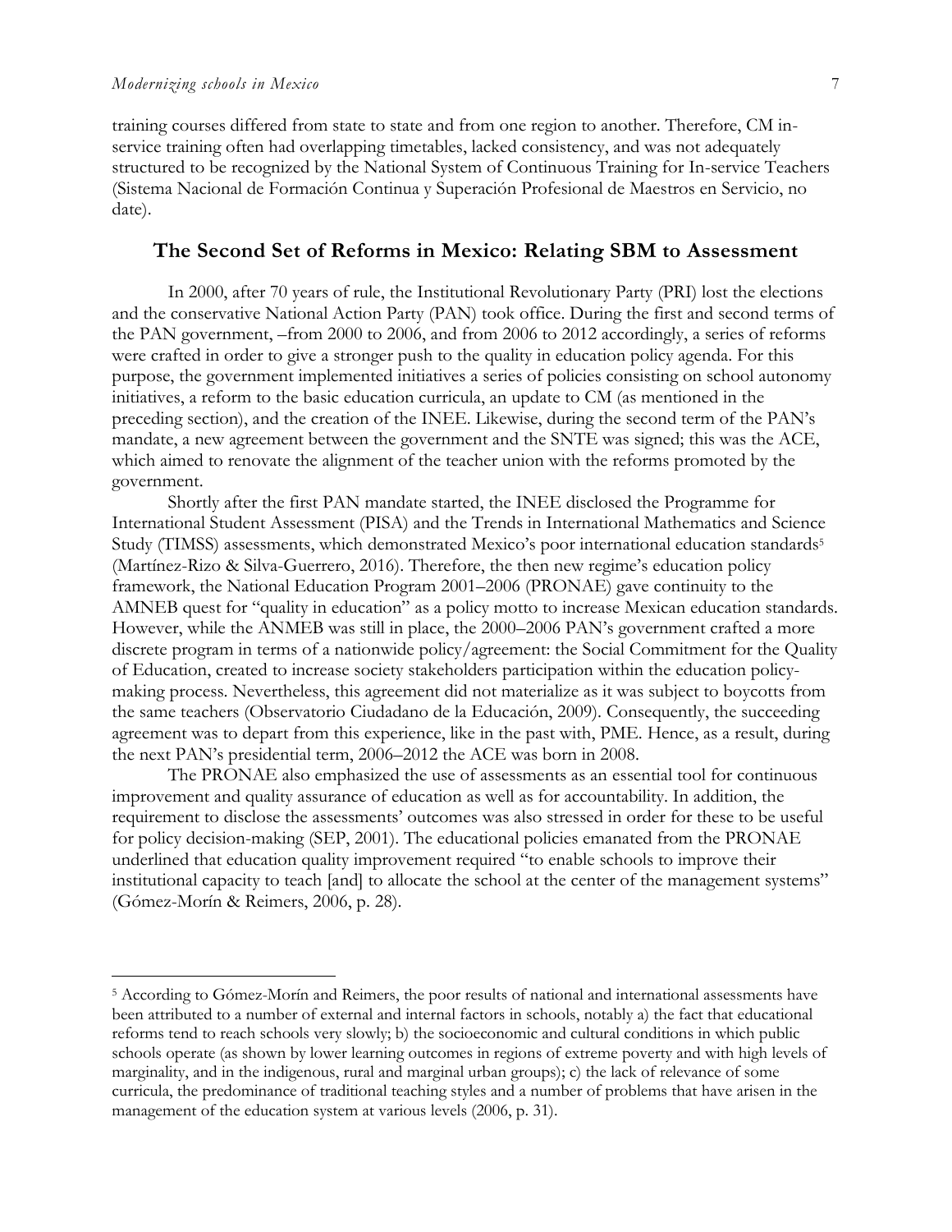training courses differed from state to state and from one region to another. Therefore, CM in-service training often had overlapping timetables, lacked consistency, and was not adequately structured to be recognized by the National System of Continuous Training for In-service Teachers (Sistema Nacional de Formación Continua y Superación Profesional de Maestros en Servicio, no date).

## The Second Set of Reforms in Mexico: Relating SBM to Assessment

In 2000, after 70 years of rule, the Institutional Revolutionary Party (PRI) lost the elections and the conservative National Action Party (PAN) took office. During the first and second terms of the PAN government, –from 2000 to 2006, and from 2006 to 2012 accordingly, a series of reforms were crafted in order to give a stronger push to the quality in education policy agenda. For this purpose, the government implemented initiatives a series of policies consisting on school autonomy initiatives, a reform to the basic education curricula, an update to CM (as mentioned in the preceding section), and the creation of the INEE. Likewise, during the second term of the PAN's mandate, a new agreement between the government and the SNTE was signed; this was the ACE, which aimed to renovate the alignment of the teacher union with the reforms promoted by the government.

Shortly after the first PAN mandate started, the INEE disclosed the Programme for International Student Assessment (PISA) and the Trends in International Mathematics and Science Study (TIMSS) assessments, which demonstrated Mexico's poor international education standards[5] (Martínez-Rizo & Silva-Guerrero, 2016). Therefore, the then new regime's education policy framework, the National Education Program 2001–2006 (PRONAE) gave continuity to the AMNEB quest for "quality in education" as a policy motto to increase Mexican education standards. However, while the ANMEB was still in place, the 2000–2006 PAN's government crafted a more discrete program in terms of a nationwide policy/agreement: the Social Commitment for the Quality of Education, created to increase society stakeholders participation within the education policy-making process. Nevertheless, this agreement did not materialize as it was subject to boycotts from the same teachers (Observatorio Ciudadano de la Educación, 2009). Consequently, the succeeding agreement was to depart from this experience, like in the past with, PME. Hence, as a result, during the next PAN's presidential term, 2006–2012 the ACE was born in 2008.

The PRONAE also emphasized the use of assessments as an essential tool for continuous improvement and quality assurance of education as well as for accountability. In addition, the requirement to disclose the assessments' outcomes was also stressed in order for these to be useful for policy decision-making (SEP, 2001). The educational policies emanated from the PRONAE underlined that education quality improvement required "to enable schools to improve their institutional capacity to teach [and] to allocate the school at the center of the management systems" (Gómez-Morín & Reimers, 2006, p. 28).

---

[5] According to Gómez-Morín and Reimers, the poor results of national and international assessments have been attributed to a number of external and internal factors in schools, notably a) the fact that educational reforms tend to reach schools very slowly; b) the socioeconomic and cultural conditions in which public schools operate (as shown by lower learning outcomes in regions of extreme poverty and with high levels of marginality, and in the indigenous, rural and marginal urban groups); c) the lack of relevance of some curricula, the predominance of traditional teaching styles and a number of problems that have arisen in the management of the education system at various levels (2006, p. 31).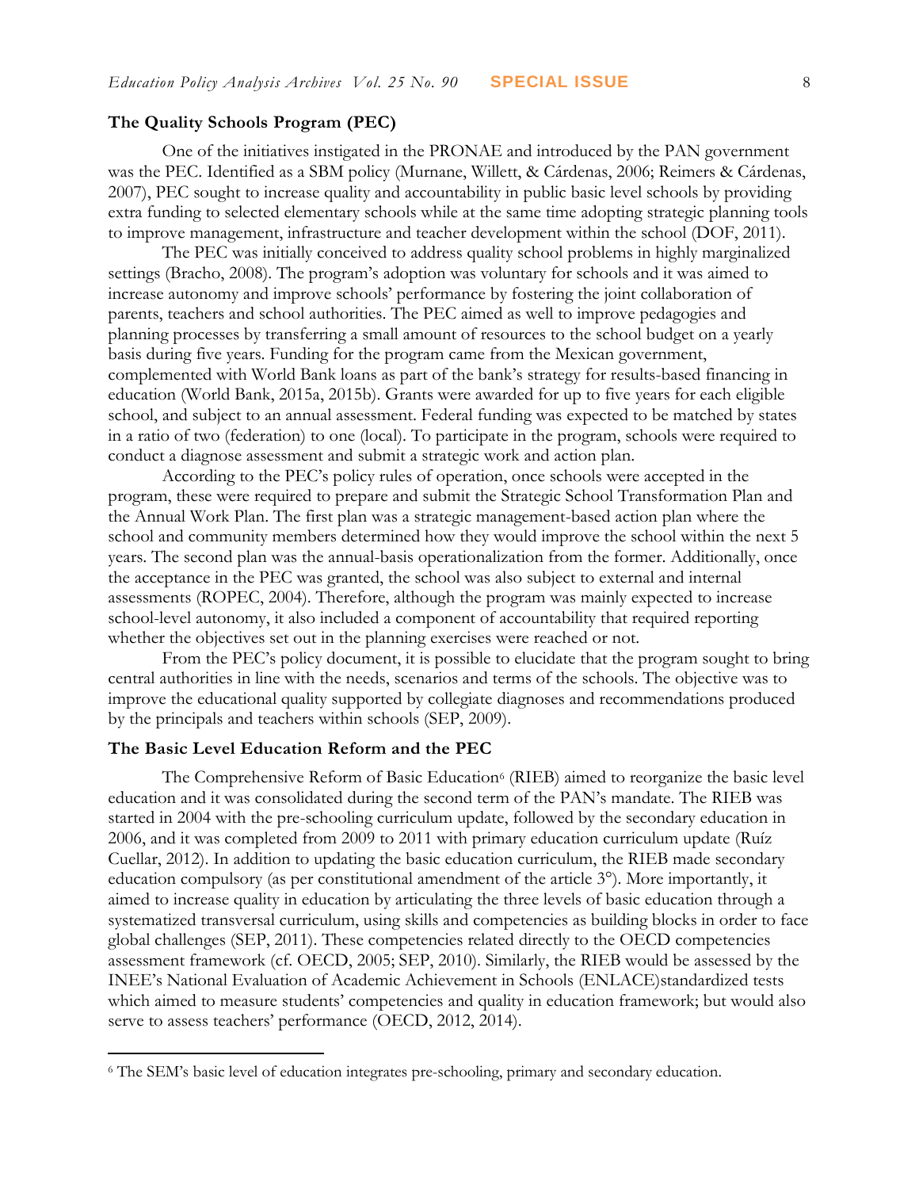### The Quality Schools Program (PEC)

One of the initiatives instigated in the PRONAE and introduced by the PAN government was the PEC. Identified as a SBM policy (Murnane, Willett, & Cárdenas, 2006; Reimers & Cárdenas, 2007), PEC sought to increase quality and accountability in public basic level schools by providing extra funding to selected elementary schools while at the same time adopting strategic planning tools to improve management, infrastructure and teacher development within the school (DOF, 2011).

The PEC was initially conceived to address quality school problems in highly marginalized settings (Bracho, 2008). The program's adoption was voluntary for schools and it was aimed to increase autonomy and improve schools' performance by fostering the joint collaboration of parents, teachers and school authorities. The PEC aimed as well to improve pedagogies and planning processes by transferring a small amount of resources to the school budget on a yearly basis during five years. Funding for the program came from the Mexican government, complemented with World Bank loans as part of the bank's strategy for results-based financing in education (World Bank, 2015a, 2015b). Grants were awarded for up to five years for each eligible school, and subject to an annual assessment. Federal funding was expected to be matched by states in a ratio of two (federation) to one (local). To participate in the program, schools were required to conduct a diagnose assessment and submit a strategic work and action plan.

According to the PEC's policy rules of operation, once schools were accepted in the program, these were required to prepare and submit the Strategic School Transformation Plan and the Annual Work Plan. The first plan was a strategic management-based action plan where the school and community members determined how they would improve the school within the next 5 years. The second plan was the annual-basis operationalization from the former. Additionally, once the acceptance in the PEC was granted, the school was also subject to external and internal assessments (ROPEC, 2004). Therefore, although the program was mainly expected to increase school-level autonomy, it also included a component of accountability that required reporting whether the objectives set out in the planning exercises were reached or not.

From the PEC's policy document, it is possible to elucidate that the program sought to bring central authorities in line with the needs, scenarios and terms of the schools. The objective was to improve the educational quality supported by collegiate diagnoses and recommendations produced by the principals and teachers within schools (SEP, 2009).

### The Basic Level Education Reform and the PEC

The Comprehensive Reform of Basic Education[6] (RIEB) aimed to reorganize the basic level education and it was consolidated during the second term of the PAN's mandate. The RIEB was started in 2004 with the pre-schooling curriculum update, followed by the secondary education in 2006, and it was completed from 2009 to 2011 with primary education curriculum update (Ruíz Cuellar, 2012). In addition to updating the basic education curriculum, the RIEB made secondary education compulsory (as per constitutional amendment of the article 3°). More importantly, it aimed to increase quality in education by articulating the three levels of basic education through a systematized transversal curriculum, using skills and competencies as building blocks in order to face global challenges (SEP, 2011). These competencies related directly to the OECD competencies assessment framework (cf. OECD, 2005; SEP, 2010). Similarly, the RIEB would be assessed by the INEE's National Evaluation of Academic Achievement in Schools (ENLACE)standardized tests which aimed to measure students' competencies and quality in education framework; but would also serve to assess teachers' performance (OECD, 2012, 2014).

---

[6] The SEM's basic level of education integrates pre-schooling, primary and secondary education.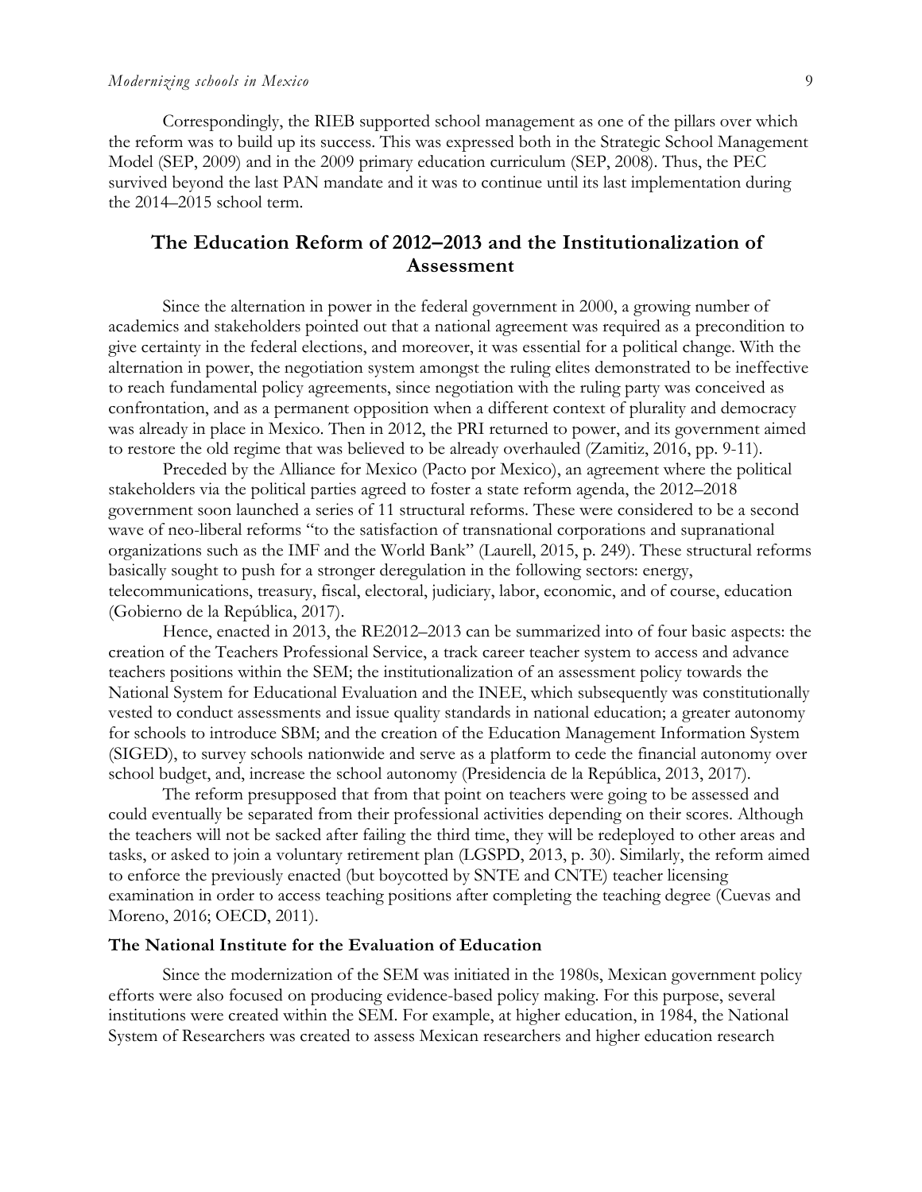Correspondingly, the RIEB supported school management as one of the pillars over which the reform was to build up its success. This was expressed both in the Strategic School Management Model (SEP, 2009) and in the 2009 primary education curriculum (SEP, 2008). Thus, the PEC survived beyond the last PAN mandate and it was to continue until its last implementation during the 2014–2015 school term.

## The Education Reform of 2012–2013 and the Institutionalization of Assessment

Since the alternation in power in the federal government in 2000, a growing number of academics and stakeholders pointed out that a national agreement was required as a precondition to give certainty in the federal elections, and moreover, it was essential for a political change. With the alternation in power, the negotiation system amongst the ruling elites demonstrated to be ineffective to reach fundamental policy agreements, since negotiation with the ruling party was conceived as confrontation, and as a permanent opposition when a different context of plurality and democracy was already in place in Mexico. Then in 2012, the PRI returned to power, and its government aimed to restore the old regime that was believed to be already overhauled (Zamitiz, 2016, pp. 9-11).

Preceded by the Alliance for Mexico (Pacto por Mexico), an agreement where the political stakeholders via the political parties agreed to foster a state reform agenda, the 2012–2018 government soon launched a series of 11 structural reforms. These were considered to be a second wave of neo-liberal reforms "to the satisfaction of transnational corporations and supranational organizations such as the IMF and the World Bank" (Laurell, 2015, p. 249). These structural reforms basically sought to push for a stronger deregulation in the following sectors: energy, telecommunications, treasury, fiscal, electoral, judiciary, labor, economic, and of course, education (Gobierno de la República, 2017).

Hence, enacted in 2013, the RE2012–2013 can be summarized into of four basic aspects: the creation of the Teachers Professional Service, a track career teacher system to access and advance teachers positions within the SEM; the institutionalization of an assessment policy towards the National System for Educational Evaluation and the INEE, which subsequently was constitutionally vested to conduct assessments and issue quality standards in national education; a greater autonomy for schools to introduce SBM; and the creation of the Education Management Information System (SIGED), to survey schools nationwide and serve as a platform to cede the financial autonomy over school budget, and, increase the school autonomy (Presidencia de la República, 2013, 2017).

The reform presupposed that from that point on teachers were going to be assessed and could eventually be separated from their professional activities depending on their scores. Although the teachers will not be sacked after failing the third time, they will be redeployed to other areas and tasks, or asked to join a voluntary retirement plan (LGSPD, 2013, p. 30). Similarly, the reform aimed to enforce the previously enacted (but boycotted by SNTE and CNTE) teacher licensing examination in order to access teaching positions after completing the teaching degree (Cuevas and Moreno, 2016; OECD, 2011).

### The National Institute for the Evaluation of Education

Since the modernization of the SEM was initiated in the 1980s, Mexican government policy efforts were also focused on producing evidence-based policy making. For this purpose, several institutions were created within the SEM. For example, at higher education, in 1984, the National System of Researchers was created to assess Mexican researchers and higher education research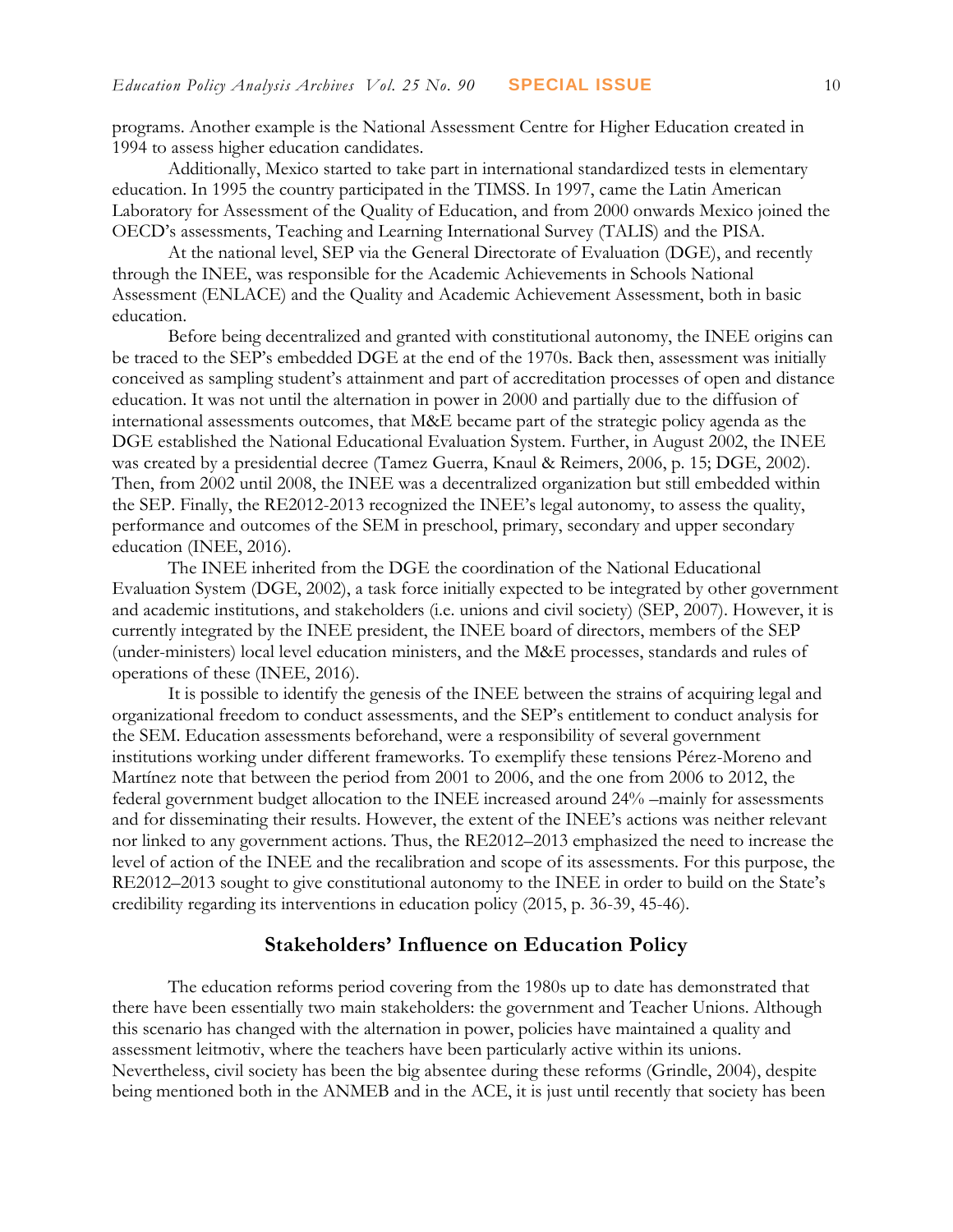programs. Another example is the National Assessment Centre for Higher Education created in 1994 to assess higher education candidates.

Additionally, Mexico started to take part in international standardized tests in elementary education. In 1995 the country participated in the TIMSS. In 1997, came the Latin American Laboratory for Assessment of the Quality of Education, and from 2000 onwards Mexico joined the OECD's assessments, Teaching and Learning International Survey (TALIS) and the PISA.

At the national level, SEP via the General Directorate of Evaluation (DGE), and recently through the INEE, was responsible for the Academic Achievements in Schools National Assessment (ENLACE) and the Quality and Academic Achievement Assessment, both in basic education.

Before being decentralized and granted with constitutional autonomy, the INEE origins can be traced to the SEP's embedded DGE at the end of the 1970s. Back then, assessment was initially conceived as sampling student's attainment and part of accreditation processes of open and distance education. It was not until the alternation in power in 2000 and partially due to the diffusion of international assessments outcomes, that M&E became part of the strategic policy agenda as the DGE established the National Educational Evaluation System. Further, in August 2002, the INEE was created by a presidential decree (Tamez Guerra, Knaul & Reimers, 2006, p. 15; DGE, 2002). Then, from 2002 until 2008, the INEE was a decentralized organization but still embedded within the SEP. Finally, the RE2012-2013 recognized the INEE's legal autonomy, to assess the quality, performance and outcomes of the SEM in preschool, primary, secondary and upper secondary education (INEE, 2016).

The INEE inherited from the DGE the coordination of the National Educational Evaluation System (DGE, 2002), a task force initially expected to be integrated by other government and academic institutions, and stakeholders (i.e. unions and civil society) (SEP, 2007). However, it is currently integrated by the INEE president, the INEE board of directors, members of the SEP (under-ministers) local level education ministers, and the M&E processes, standards and rules of operations of these (INEE, 2016).

It is possible to identify the genesis of the INEE between the strains of acquiring legal and organizational freedom to conduct assessments, and the SEP's entitlement to conduct analysis for the SEM. Education assessments beforehand, were a responsibility of several government institutions working under different frameworks. To exemplify these tensions Pérez-Moreno and Martínez note that between the period from 2001 to 2006, and the one from 2006 to 2012, the federal government budget allocation to the INEE increased around 24% –mainly for assessments and for disseminating their results. However, the extent of the INEE's actions was neither relevant nor linked to any government actions. Thus, the RE2012–2013 emphasized the need to increase the level of action of the INEE and the recalibration and scope of its assessments. For this purpose, the RE2012–2013 sought to give constitutional autonomy to the INEE in order to build on the State's credibility regarding its interventions in education policy (2015, p. 36-39, 45-46).

## Stakeholders' Influence on Education Policy

The education reforms period covering from the 1980s up to date has demonstrated that there have been essentially two main stakeholders: the government and Teacher Unions. Although this scenario has changed with the alternation in power, policies have maintained a quality and assessment leitmotiv, where the teachers have been particularly active within its unions. Nevertheless, civil society has been the big absentee during these reforms (Grindle, 2004), despite being mentioned both in the ANMEB and in the ACE, it is just until recently that society has been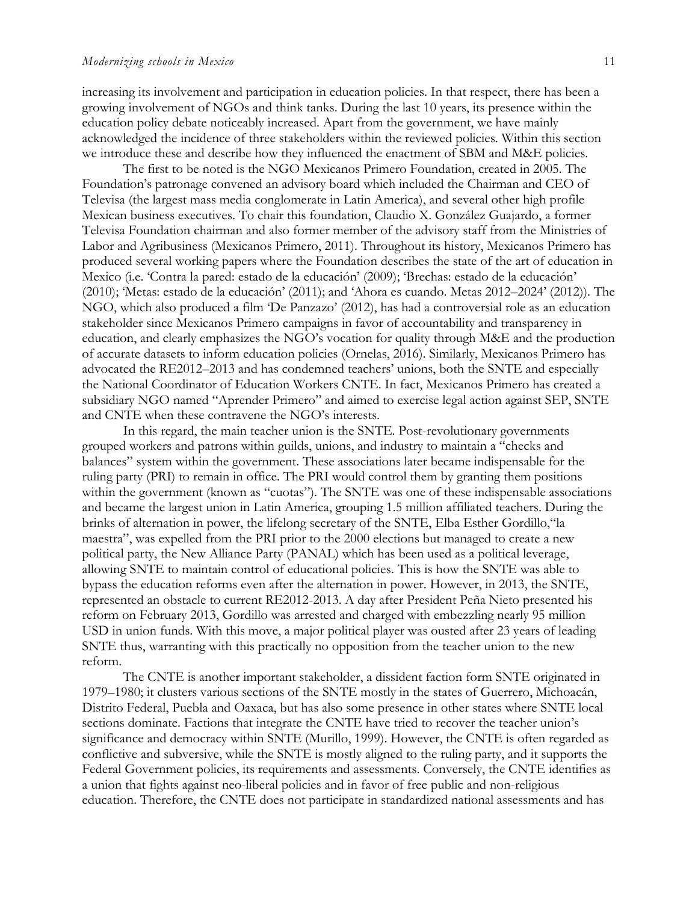increasing its involvement and participation in education policies. In that respect, there has been a growing involvement of NGOs and think tanks. During the last 10 years, its presence within the education policy debate noticeably increased. Apart from the government, we have mainly acknowledged the incidence of three stakeholders within the reviewed policies. Within this section we introduce these and describe how they influenced the enactment of SBM and M&E policies.

The first to be noted is the NGO Mexicanos Primero Foundation, created in 2005. The Foundation's patronage convened an advisory board which included the Chairman and CEO of Televisa (the largest mass media conglomerate in Latin America), and several other high profile Mexican business executives. To chair this foundation, Claudio X. González Guajardo, a former Televisa Foundation chairman and also former member of the advisory staff from the Ministries of Labor and Agribusiness (Mexicanos Primero, 2011). Throughout its history, Mexicanos Primero has produced several working papers where the Foundation describes the state of the art of education in Mexico (i.e. 'Contra la pared: estado de la educación' (2009); 'Brechas: estado de la educación' (2010); 'Metas: estado de la educación' (2011); and 'Ahora es cuando. Metas 2012–2024' (2012)). The NGO, which also produced a film 'De Panzazo' (2012), has had a controversial role as an education stakeholder since Mexicanos Primero campaigns in favor of accountability and transparency in education, and clearly emphasizes the NGO's vocation for quality through M&E and the production of accurate datasets to inform education policies (Ornelas, 2016). Similarly, Mexicanos Primero has advocated the RE2012–2013 and has condemned teachers' unions, both the SNTE and especially the National Coordinator of Education Workers CNTE. In fact, Mexicanos Primero has created a subsidiary NGO named "Aprender Primero" and aimed to exercise legal action against SEP, SNTE and CNTE when these contravene the NGO's interests.

In this regard, the main teacher union is the SNTE. Post-revolutionary governments grouped workers and patrons within guilds, unions, and industry to maintain a "checks and balances" system within the government. These associations later became indispensable for the ruling party (PRI) to remain in office. The PRI would control them by granting them positions within the government (known as "cuotas"). The SNTE was one of these indispensable associations and became the largest union in Latin America, grouping 1.5 million affiliated teachers. During the brinks of alternation in power, the lifelong secretary of the SNTE, Elba Esther Gordillo,"la maestra", was expelled from the PRI prior to the 2000 elections but managed to create a new political party, the New Alliance Party (PANAL) which has been used as a political leverage, allowing SNTE to maintain control of educational policies. This is how the SNTE was able to bypass the education reforms even after the alternation in power. However, in 2013, the SNTE, represented an obstacle to current RE2012-2013. A day after President Peña Nieto presented his reform on February 2013, Gordillo was arrested and charged with embezzling nearly 95 million USD in union funds. With this move, a major political player was ousted after 23 years of leading SNTE thus, warranting with this practically no opposition from the teacher union to the new reform.

The CNTE is another important stakeholder, a dissident faction form SNTE originated in 1979–1980; it clusters various sections of the SNTE mostly in the states of Guerrero, Michoacán, Distrito Federal, Puebla and Oaxaca, but has also some presence in other states where SNTE local sections dominate. Factions that integrate the CNTE have tried to recover the teacher union's significance and democracy within SNTE (Murillo, 1999). However, the CNTE is often regarded as conflictive and subversive, while the SNTE is mostly aligned to the ruling party, and it supports the Federal Government policies, its requirements and assessments. Conversely, the CNTE identifies as a union that fights against neo-liberal policies and in favor of free public and non-religious education. Therefore, the CNTE does not participate in standardized national assessments and has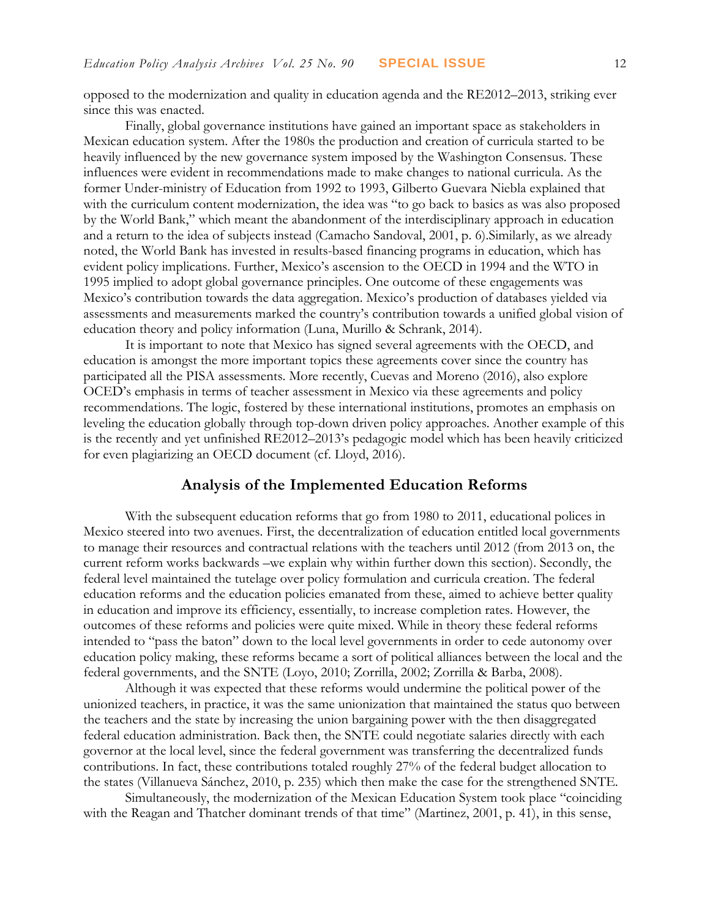opposed to the modernization and quality in education agenda and the RE2012–2013, striking ever since this was enacted.

Finally, global governance institutions have gained an important space as stakeholders in Mexican education system. After the 1980s the production and creation of curricula started to be heavily influenced by the new governance system imposed by the Washington Consensus. These influences were evident in recommendations made to make changes to national curricula. As the former Under-ministry of Education from 1992 to 1993, Gilberto Guevara Niebla explained that with the curriculum content modernization, the idea was "to go back to basics as was also proposed by the World Bank," which meant the abandonment of the interdisciplinary approach in education and a return to the idea of subjects instead (Camacho Sandoval, 2001, p. 6).Similarly, as we already noted, the World Bank has invested in results-based financing programs in education, which has evident policy implications. Further, Mexico's ascension to the OECD in 1994 and the WTO in 1995 implied to adopt global governance principles. One outcome of these engagements was Mexico's contribution towards the data aggregation. Mexico's production of databases yielded via assessments and measurements marked the country's contribution towards a unified global vision of education theory and policy information (Luna, Murillo & Schrank, 2014).

It is important to note that Mexico has signed several agreements with the OECD, and education is amongst the more important topics these agreements cover since the country has participated all the PISA assessments. More recently, Cuevas and Moreno (2016), also explore OCED's emphasis in terms of teacher assessment in Mexico via these agreements and policy recommendations. The logic, fostered by these international institutions, promotes an emphasis on leveling the education globally through top-down driven policy approaches. Another example of this is the recently and yet unfinished RE2012–2013's pedagogic model which has been heavily criticized for even plagiarizing an OECD document (cf. Lloyd, 2016).

## Analysis of the Implemented Education Reforms

With the subsequent education reforms that go from 1980 to 2011, educational polices in Mexico steered into two avenues. First, the decentralization of education entitled local governments to manage their resources and contractual relations with the teachers until 2012 (from 2013 on, the current reform works backwards –we explain why within further down this section). Secondly, the federal level maintained the tutelage over policy formulation and curricula creation. The federal education reforms and the education policies emanated from these, aimed to achieve better quality in education and improve its efficiency, essentially, to increase completion rates. However, the outcomes of these reforms and policies were quite mixed. While in theory these federal reforms intended to "pass the baton" down to the local level governments in order to cede autonomy over education policy making, these reforms became a sort of political alliances between the local and the federal governments, and the SNTE (Loyo, 2010; Zorrilla, 2002; Zorrilla & Barba, 2008).

Although it was expected that these reforms would undermine the political power of the unionized teachers, in practice, it was the same unionization that maintained the status quo between the teachers and the state by increasing the union bargaining power with the then disaggregated federal education administration. Back then, the SNTE could negotiate salaries directly with each governor at the local level, since the federal government was transferring the decentralized funds contributions. In fact, these contributions totaled roughly 27% of the federal budget allocation to the states (Villanueva Sánchez, 2010, p. 235) which then make the case for the strengthened SNTE.

Simultaneously, the modernization of the Mexican Education System took place "coinciding with the Reagan and Thatcher dominant trends of that time" (Martinez, 2001, p. 41), in this sense,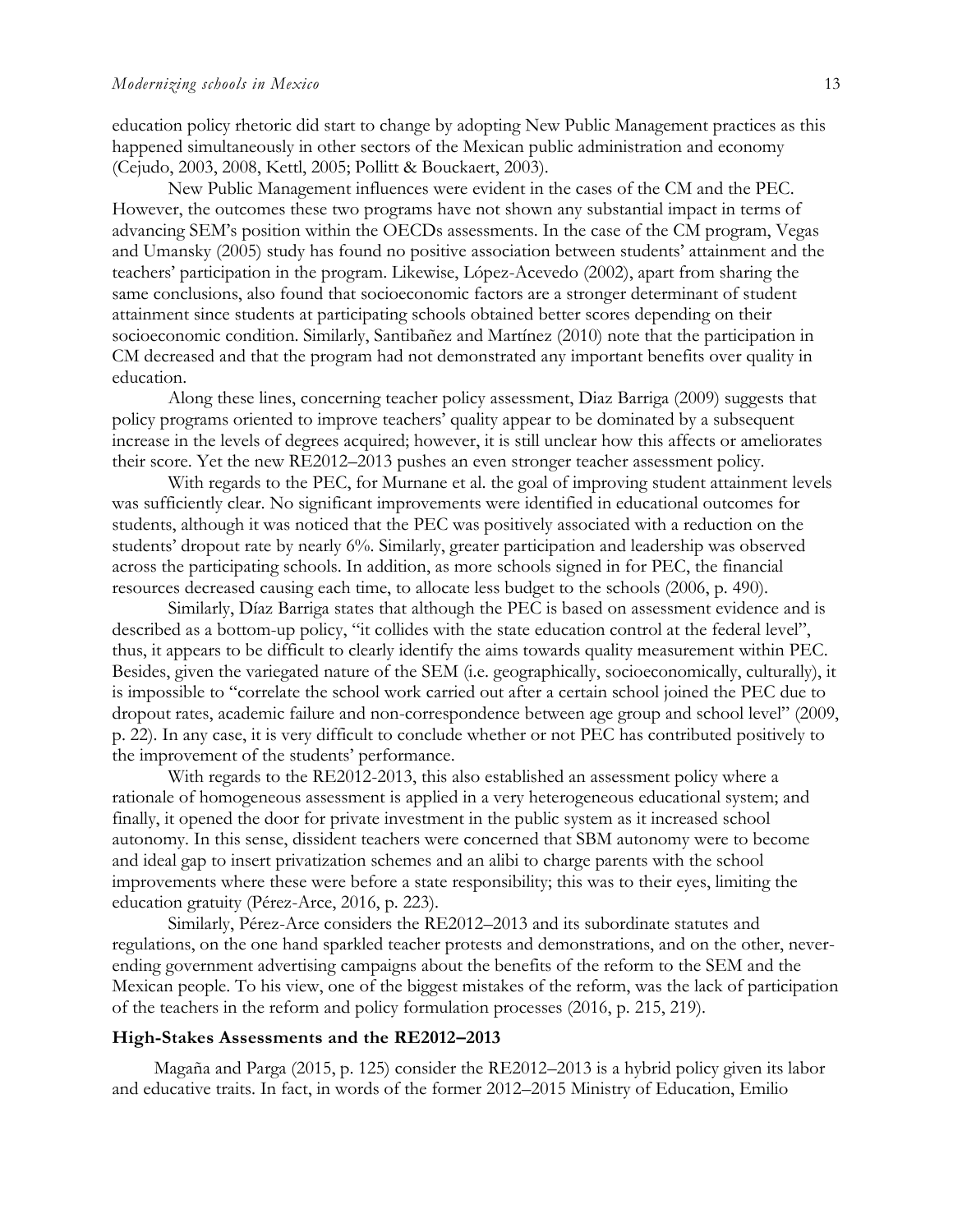education policy rhetoric did start to change by adopting New Public Management practices as this happened simultaneously in other sectors of the Mexican public administration and economy (Cejudo, 2003, 2008, Kettl, 2005; Pollitt & Bouckaert, 2003).

New Public Management influences were evident in the cases of the CM and the PEC. However, the outcomes these two programs have not shown any substantial impact in terms of advancing SEM's position within the OECDs assessments. In the case of the CM program, Vegas and Umansky (2005) study has found no positive association between students' attainment and the teachers' participation in the program. Likewise, López-Acevedo (2002), apart from sharing the same conclusions, also found that socioeconomic factors are a stronger determinant of student attainment since students at participating schools obtained better scores depending on their socioeconomic condition. Similarly, Santibañez and Martínez (2010) note that the participation in CM decreased and that the program had not demonstrated any important benefits over quality in education.

Along these lines, concerning teacher policy assessment, Diaz Barriga (2009) suggests that policy programs oriented to improve teachers' quality appear to be dominated by a subsequent increase in the levels of degrees acquired; however, it is still unclear how this affects or ameliorates their score. Yet the new RE2012–2013 pushes an even stronger teacher assessment policy.

With regards to the PEC, for Murnane et al. the goal of improving student attainment levels was sufficiently clear. No significant improvements were identified in educational outcomes for students, although it was noticed that the PEC was positively associated with a reduction on the students' dropout rate by nearly 6%. Similarly, greater participation and leadership was observed across the participating schools. In addition, as more schools signed in for PEC, the financial resources decreased causing each time, to allocate less budget to the schools (2006, p. 490).

Similarly, Díaz Barriga states that although the PEC is based on assessment evidence and is described as a bottom-up policy, "it collides with the state education control at the federal level", thus, it appears to be difficult to clearly identify the aims towards quality measurement within PEC. Besides, given the variegated nature of the SEM (i.e. geographically, socioeconomically, culturally), it is impossible to "correlate the school work carried out after a certain school joined the PEC due to dropout rates, academic failure and non-correspondence between age group and school level" (2009, p. 22). In any case, it is very difficult to conclude whether or not PEC has contributed positively to the improvement of the students' performance.

With regards to the RE2012-2013, this also established an assessment policy where a rationale of homogeneous assessment is applied in a very heterogeneous educational system; and finally, it opened the door for private investment in the public system as it increased school autonomy. In this sense, dissident teachers were concerned that SBM autonomy were to become and ideal gap to insert privatization schemes and an alibi to charge parents with the school improvements where these were before a state responsibility; this was to their eyes, limiting the education gratuity (Pérez-Arce, 2016, p. 223).

Similarly, Pérez-Arce considers the RE2012–2013 and its subordinate statutes and regulations, on the one hand sparkled teacher protests and demonstrations, and on the other, never-ending government advertising campaigns about the benefits of the reform to the SEM and the Mexican people. To his view, one of the biggest mistakes of the reform, was the lack of participation of the teachers in the reform and policy formulation processes (2016, p. 215, 219).

### High-Stakes Assessments and the RE2012–2013

Magaña and Parga (2015, p. 125) consider the RE2012–2013 is a hybrid policy given its labor and educative traits. In fact, in words of the former 2012–2015 Ministry of Education, Emilio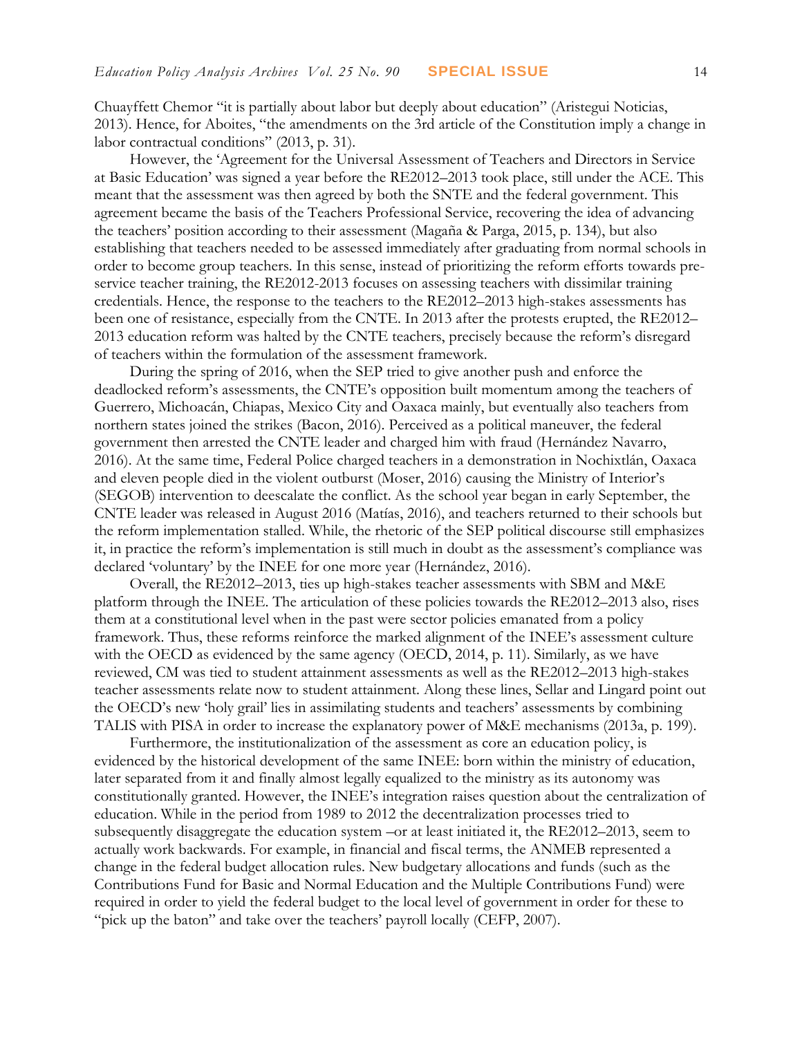Chuayffett Chemor "it is partially about labor but deeply about education" (Aristegui Noticias, 2013). Hence, for Aboites, "the amendments on the 3rd article of the Constitution imply a change in labor contractual conditions" (2013, p. 31).

However, the 'Agreement for the Universal Assessment of Teachers and Directors in Service at Basic Education' was signed a year before the RE2012–2013 took place, still under the ACE. This meant that the assessment was then agreed by both the SNTE and the federal government. This agreement became the basis of the Teachers Professional Service, recovering the idea of advancing the teachers' position according to their assessment (Magaña & Parga, 2015, p. 134), but also establishing that teachers needed to be assessed immediately after graduating from normal schools in order to become group teachers. In this sense, instead of prioritizing the reform efforts towards pre-service teacher training, the RE2012-2013 focuses on assessing teachers with dissimilar training credentials. Hence, the response to the teachers to the RE2012–2013 high-stakes assessments has been one of resistance, especially from the CNTE. In 2013 after the protests erupted, the RE2012–2013 education reform was halted by the CNTE teachers, precisely because the reform's disregard of teachers within the formulation of the assessment framework.

During the spring of 2016, when the SEP tried to give another push and enforce the deadlocked reform's assessments, the CNTE's opposition built momentum among the teachers of Guerrero, Michoacán, Chiapas, Mexico City and Oaxaca mainly, but eventually also teachers from northern states joined the strikes (Bacon, 2016). Perceived as a political maneuver, the federal government then arrested the CNTE leader and charged him with fraud (Hernández Navarro, 2016). At the same time, Federal Police charged teachers in a demonstration in Nochixtlán, Oaxaca and eleven people died in the violent outburst (Moser, 2016) causing the Ministry of Interior's (SEGOB) intervention to deescalate the conflict. As the school year began in early September, the CNTE leader was released in August 2016 (Matías, 2016), and teachers returned to their schools but the reform implementation stalled. While, the rhetoric of the SEP political discourse still emphasizes it, in practice the reform's implementation is still much in doubt as the assessment's compliance was declared 'voluntary' by the INEE for one more year (Hernández, 2016).

Overall, the RE2012–2013, ties up high-stakes teacher assessments with SBM and M&E platform through the INEE. The articulation of these policies towards the RE2012–2013 also, rises them at a constitutional level when in the past were sector policies emanated from a policy framework. Thus, these reforms reinforce the marked alignment of the INEE's assessment culture with the OECD as evidenced by the same agency (OECD, 2014, p. 11). Similarly, as we have reviewed, CM was tied to student attainment assessments as well as the RE2012–2013 high-stakes teacher assessments relate now to student attainment. Along these lines, Sellar and Lingard point out the OECD's new 'holy grail' lies in assimilating students and teachers' assessments by combining TALIS with PISA in order to increase the explanatory power of M&E mechanisms (2013a, p. 199).

Furthermore, the institutionalization of the assessment as core an education policy, is evidenced by the historical development of the same INEE: born within the ministry of education, later separated from it and finally almost legally equalized to the ministry as its autonomy was constitutionally granted. However, the INEE's integration raises question about the centralization of education. While in the period from 1989 to 2012 the decentralization processes tried to subsequently disaggregate the education system –or at least initiated it, the RE2012–2013, seem to actually work backwards. For example, in financial and fiscal terms, the ANMEB represented a change in the federal budget allocation rules. New budgetary allocations and funds (such as the Contributions Fund for Basic and Normal Education and the Multiple Contributions Fund) were required in order to yield the federal budget to the local level of government in order for these to "pick up the baton" and take over the teachers' payroll locally (CEFP, 2007).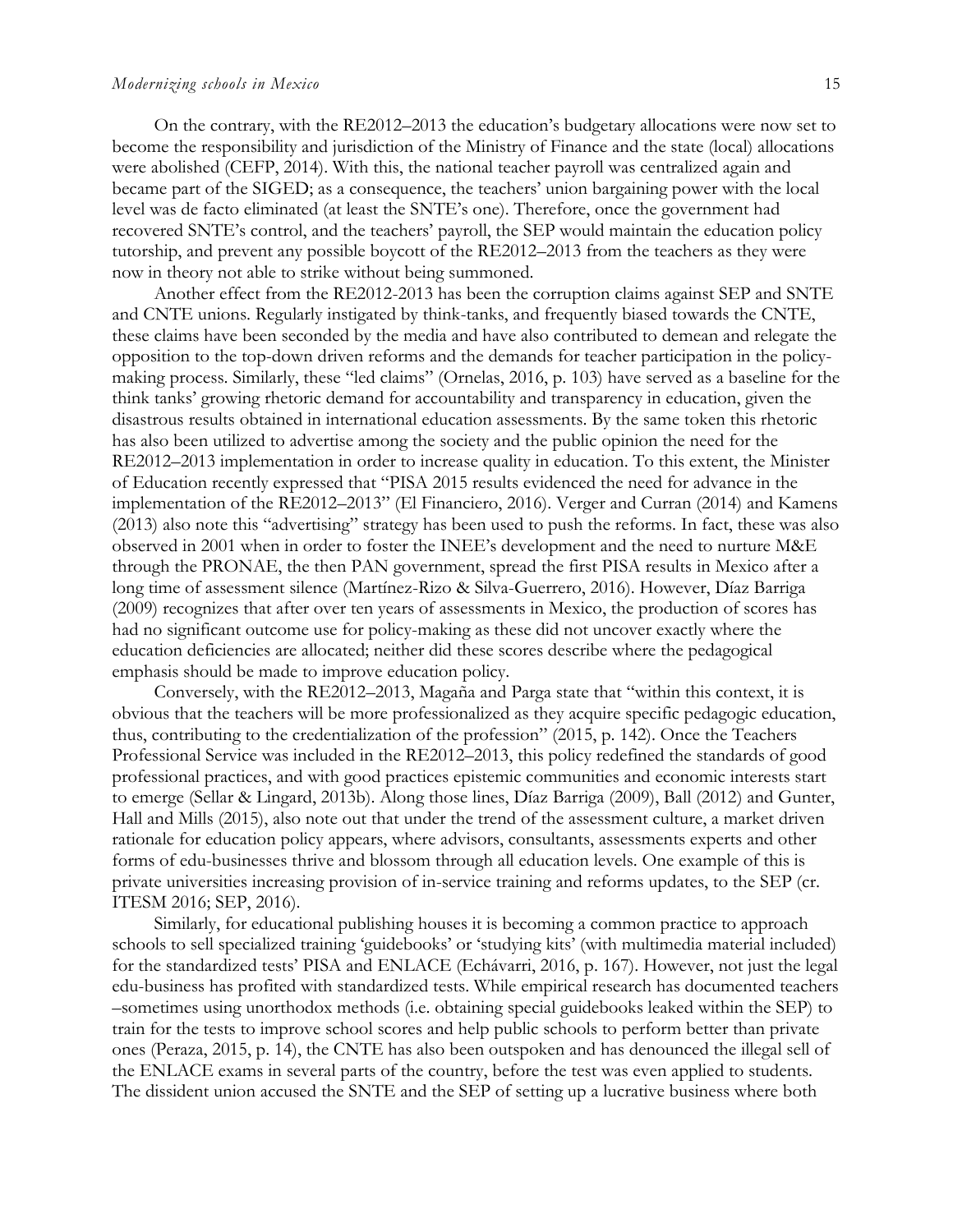On the contrary, with the RE2012–2013 the education's budgetary allocations were now set to become the responsibility and jurisdiction of the Ministry of Finance and the state (local) allocations were abolished (CEFP, 2014). With this, the national teacher payroll was centralized again and became part of the SIGED; as a consequence, the teachers' union bargaining power with the local level was de facto eliminated (at least the SNTE's one). Therefore, once the government had recovered SNTE's control, and the teachers' payroll, the SEP would maintain the education policy tutorship, and prevent any possible boycott of the RE2012–2013 from the teachers as they were now in theory not able to strike without being summoned.

Another effect from the RE2012-2013 has been the corruption claims against SEP and SNTE and CNTE unions. Regularly instigated by think-tanks, and frequently biased towards the CNTE, these claims have been seconded by the media and have also contributed to demean and relegate the opposition to the top-down driven reforms and the demands for teacher participation in the policy-making process. Similarly, these "led claims" (Ornelas, 2016, p. 103) have served as a baseline for the think tanks' growing rhetoric demand for accountability and transparency in education, given the disastrous results obtained in international education assessments. By the same token this rhetoric has also been utilized to advertise among the society and the public opinion the need for the RE2012–2013 implementation in order to increase quality in education. To this extent, the Minister of Education recently expressed that "PISA 2015 results evidenced the need for advance in the implementation of the RE2012–2013" (El Financiero, 2016). Verger and Curran (2014) and Kamens (2013) also note this "advertising" strategy has been used to push the reforms. In fact, these was also observed in 2001 when in order to foster the INEE's development and the need to nurture M&E through the PRONAE, the then PAN government, spread the first PISA results in Mexico after a long time of assessment silence (Martínez-Rizo & Silva-Guerrero, 2016). However, Díaz Barriga (2009) recognizes that after over ten years of assessments in Mexico, the production of scores has had no significant outcome use for policy-making as these did not uncover exactly where the education deficiencies are allocated; neither did these scores describe where the pedagogical emphasis should be made to improve education policy.

Conversely, with the RE2012–2013, Magaña and Parga state that "within this context, it is obvious that the teachers will be more professionalized as they acquire specific pedagogic education, thus, contributing to the credentialization of the profession" (2015, p. 142). Once the Teachers Professional Service was included in the RE2012–2013, this policy redefined the standards of good professional practices, and with good practices epistemic communities and economic interests start to emerge (Sellar & Lingard, 2013b). Along those lines, Díaz Barriga (2009), Ball (2012) and Gunter, Hall and Mills (2015), also note out that under the trend of the assessment culture, a market driven rationale for education policy appears, where advisors, consultants, assessments experts and other forms of edu-businesses thrive and blossom through all education levels. One example of this is private universities increasing provision of in-service training and reforms updates, to the SEP (cr. ITESM 2016; SEP, 2016).

Similarly, for educational publishing houses it is becoming a common practice to approach schools to sell specialized training 'guidebooks' or 'studying kits' (with multimedia material included) for the standardized tests' PISA and ENLACE (Echávarri, 2016, p. 167). However, not just the legal edu-business has profited with standardized tests. While empirical research has documented teachers –sometimes using unorthodox methods (i.e. obtaining special guidebooks leaked within the SEP) to train for the tests to improve school scores and help public schools to perform better than private ones (Peraza, 2015, p. 14), the CNTE has also been outspoken and has denounced the illegal sell of the ENLACE exams in several parts of the country, before the test was even applied to students. The dissident union accused the SNTE and the SEP of setting up a lucrative business where both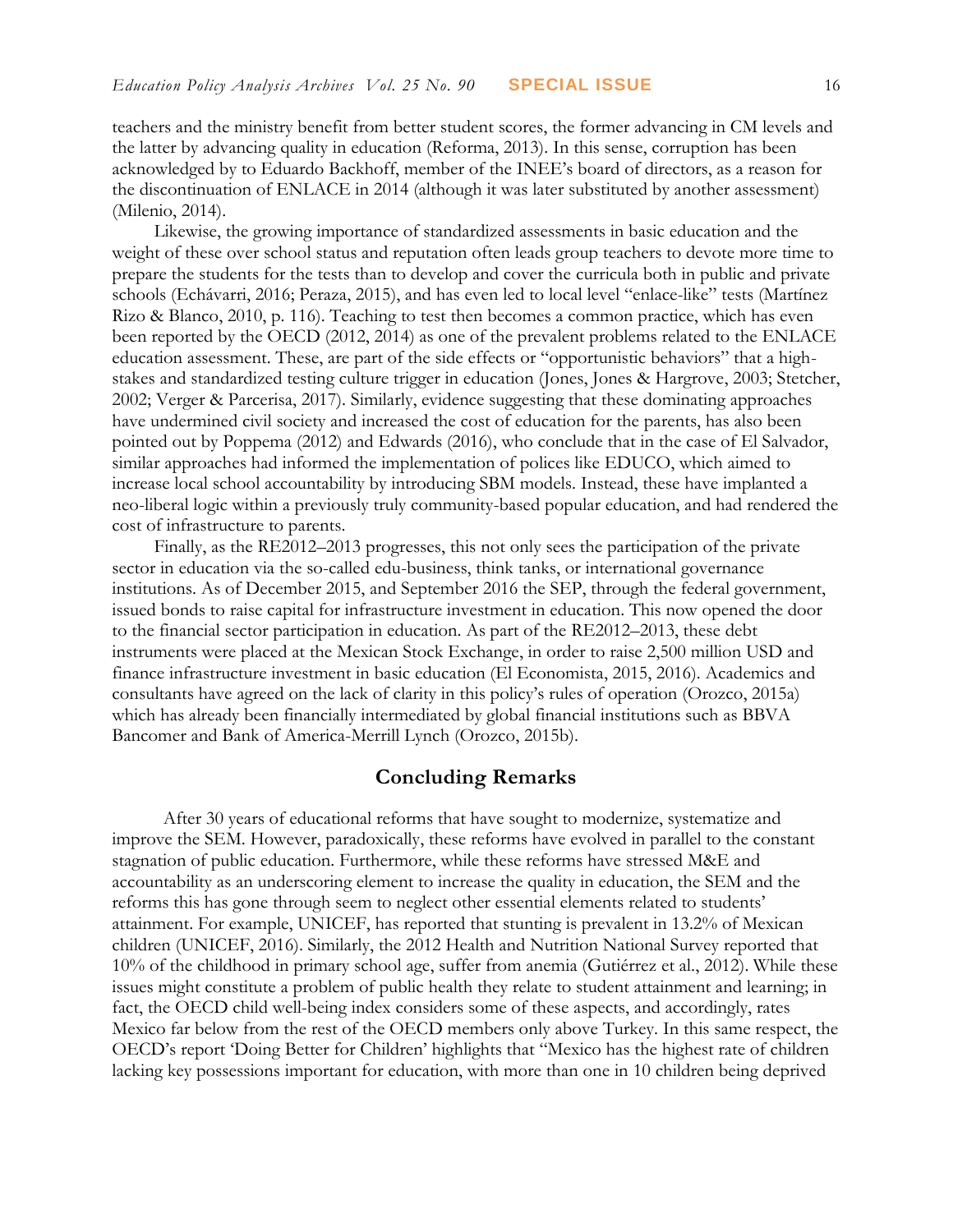teachers and the ministry benefit from better student scores, the former advancing in CM levels and the latter by advancing quality in education (Reforma, 2013). In this sense, corruption has been acknowledged by to Eduardo Backhoff, member of the INEE's board of directors, as a reason for the discontinuation of ENLACE in 2014 (although it was later substituted by another assessment) (Milenio, 2014).

Likewise, the growing importance of standardized assessments in basic education and the weight of these over school status and reputation often leads group teachers to devote more time to prepare the students for the tests than to develop and cover the curricula both in public and private schools (Echávarri, 2016; Peraza, 2015), and has even led to local level "enlace-like" tests (Martínez Rizo & Blanco, 2010, p. 116). Teaching to test then becomes a common practice, which has even been reported by the OECD (2012, 2014) as one of the prevalent problems related to the ENLACE education assessment. These, are part of the side effects or "opportunistic behaviors" that a high-stakes and standardized testing culture trigger in education (Jones, Jones & Hargrove, 2003; Stetcher, 2002; Verger & Parcerisa, 2017). Similarly, evidence suggesting that these dominating approaches have undermined civil society and increased the cost of education for the parents, has also been pointed out by Poppema (2012) and Edwards (2016), who conclude that in the case of El Salvador, similar approaches had informed the implementation of polices like EDUCO, which aimed to increase local school accountability by introducing SBM models. Instead, these have implanted a neo-liberal logic within a previously truly community-based popular education, and had rendered the cost of infrastructure to parents.

Finally, as the RE2012–2013 progresses, this not only sees the participation of the private sector in education via the so-called edu-business, think tanks, or international governance institutions. As of December 2015, and September 2016 the SEP, through the federal government, issued bonds to raise capital for infrastructure investment in education. This now opened the door to the financial sector participation in education. As part of the RE2012–2013, these debt instruments were placed at the Mexican Stock Exchange, in order to raise 2,500 million USD and finance infrastructure investment in basic education (El Economista, 2015, 2016). Academics and consultants have agreed on the lack of clarity in this policy's rules of operation (Orozco, 2015a) which has already been financially intermediated by global financial institutions such as BBVA Bancomer and Bank of America-Merrill Lynch (Orozco, 2015b).

## Concluding Remarks

After 30 years of educational reforms that have sought to modernize, systematize and improve the SEM. However, paradoxically, these reforms have evolved in parallel to the constant stagnation of public education. Furthermore, while these reforms have stressed M&E and accountability as an underscoring element to increase the quality in education, the SEM and the reforms this has gone through seem to neglect other essential elements related to students' attainment. For example, UNICEF, has reported that stunting is prevalent in 13.2% of Mexican children (UNICEF, 2016). Similarly, the 2012 Health and Nutrition National Survey reported that 10% of the childhood in primary school age, suffer from anemia (Gutiérrez et al., 2012). While these issues might constitute a problem of public health they relate to student attainment and learning; in fact, the OECD child well-being index considers some of these aspects, and accordingly, rates Mexico far below from the rest of the OECD members only above Turkey. In this same respect, the OECD's report 'Doing Better for Children' highlights that "Mexico has the highest rate of children lacking key possessions important for education, with more than one in 10 children being deprived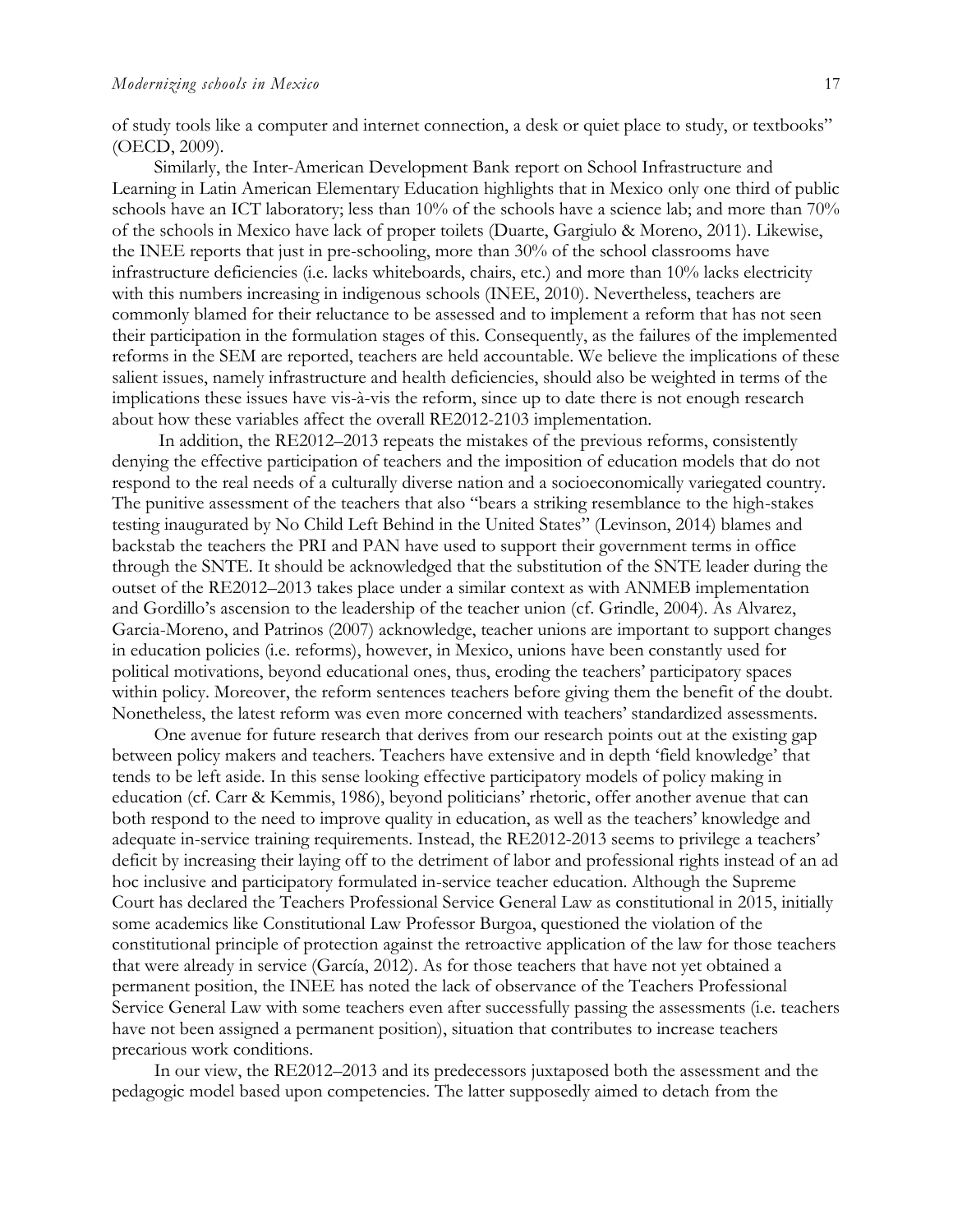of study tools like a computer and internet connection, a desk or quiet place to study, or textbooks" (OECD, 2009).

Similarly, the Inter-American Development Bank report on School Infrastructure and Learning in Latin American Elementary Education highlights that in Mexico only one third of public schools have an ICT laboratory; less than 10% of the schools have a science lab; and more than 70% of the schools in Mexico have lack of proper toilets (Duarte, Gargiulo & Moreno, 2011). Likewise, the INEE reports that just in pre-schooling, more than 30% of the school classrooms have infrastructure deficiencies (i.e. lacks whiteboards, chairs, etc.) and more than 10% lacks electricity with this numbers increasing in indigenous schools (INEE, 2010). Nevertheless, teachers are commonly blamed for their reluctance to be assessed and to implement a reform that has not seen their participation in the formulation stages of this. Consequently, as the failures of the implemented reforms in the SEM are reported, teachers are held accountable. We believe the implications of these salient issues, namely infrastructure and health deficiencies, should also be weighted in terms of the implications these issues have vis-à-vis the reform, since up to date there is not enough research about how these variables affect the overall RE2012-2103 implementation.

In addition, the RE2012–2013 repeats the mistakes of the previous reforms, consistently denying the effective participation of teachers and the imposition of education models that do not respond to the real needs of a culturally diverse nation and a socioeconomically variegated country. The punitive assessment of the teachers that also "bears a striking resemblance to the high-stakes testing inaugurated by No Child Left Behind in the United States" (Levinson, 2014) blames and backstab the teachers the PRI and PAN have used to support their government terms in office through the SNTE. It should be acknowledged that the substitution of the SNTE leader during the outset of the RE2012–2013 takes place under a similar context as with ANMEB implementation and Gordillo's ascension to the leadership of the teacher union (cf. Grindle, 2004). As Alvarez, Garcia-Moreno, and Patrinos (2007) acknowledge, teacher unions are important to support changes in education policies (i.e. reforms), however, in Mexico, unions have been constantly used for political motivations, beyond educational ones, thus, eroding the teachers' participatory spaces within policy. Moreover, the reform sentences teachers before giving them the benefit of the doubt. Nonetheless, the latest reform was even more concerned with teachers' standardized assessments.

One avenue for future research that derives from our research points out at the existing gap between policy makers and teachers. Teachers have extensive and in depth 'field knowledge' that tends to be left aside. In this sense looking effective participatory models of policy making in education (cf. Carr & Kemmis, 1986), beyond politicians' rhetoric, offer another avenue that can both respond to the need to improve quality in education, as well as the teachers' knowledge and adequate in-service training requirements. Instead, the RE2012-2013 seems to privilege a teachers' deficit by increasing their laying off to the detriment of labor and professional rights instead of an ad hoc inclusive and participatory formulated in-service teacher education. Although the Supreme Court has declared the Teachers Professional Service General Law as constitutional in 2015, initially some academics like Constitutional Law Professor Burgoa, questioned the violation of the constitutional principle of protection against the retroactive application of the law for those teachers that were already in service (García, 2012). As for those teachers that have not yet obtained a permanent position, the INEE has noted the lack of observance of the Teachers Professional Service General Law with some teachers even after successfully passing the assessments (i.e. teachers have not been assigned a permanent position), situation that contributes to increase teachers precarious work conditions.

In our view, the RE2012–2013 and its predecessors juxtaposed both the assessment and the pedagogic model based upon competencies. The latter supposedly aimed to detach from the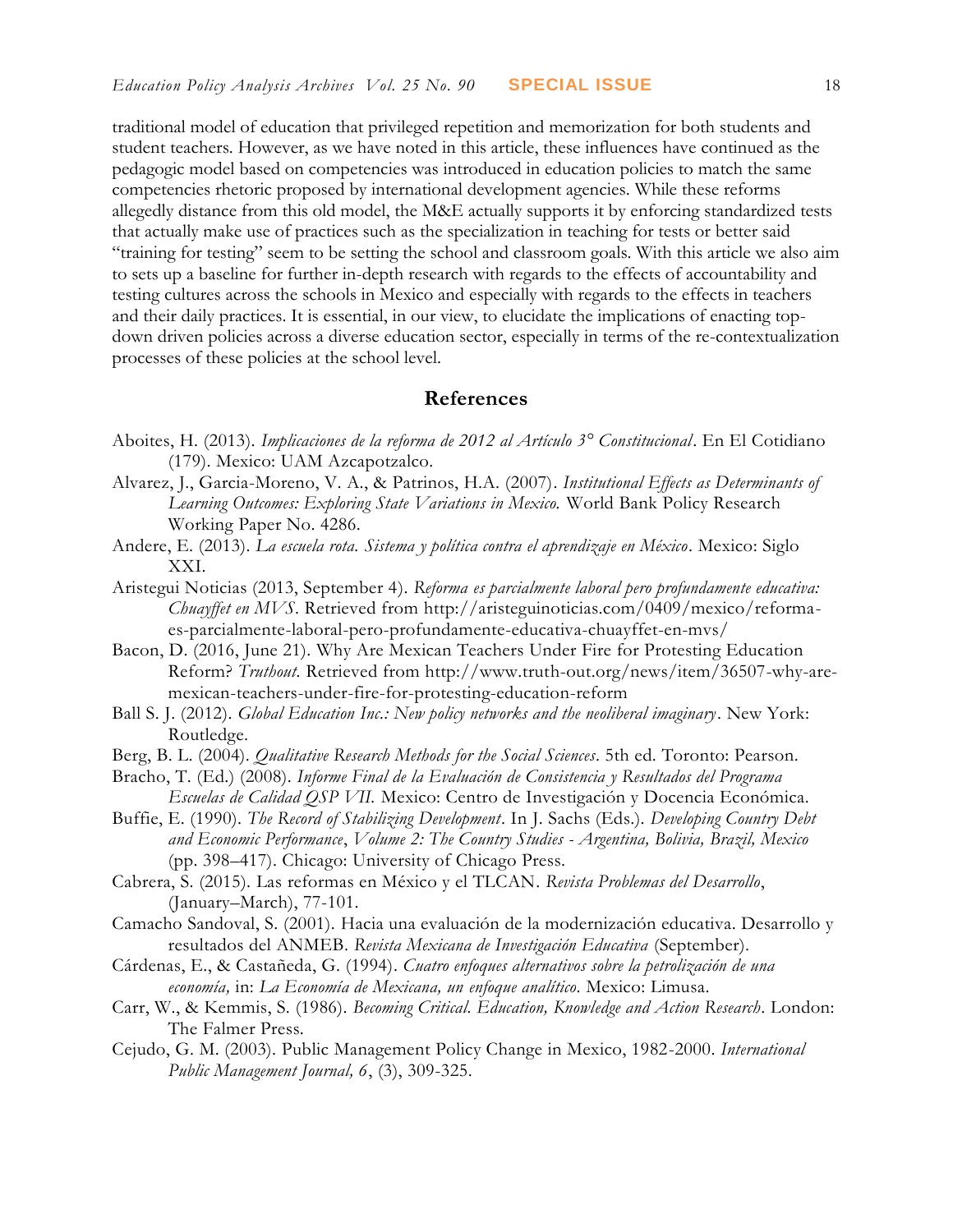traditional model of education that privileged repetition and memorization for both students and student teachers. However, as we have noted in this article, these influences have continued as the pedagogic model based on competencies was introduced in education policies to match the same competencies rhetoric proposed by international development agencies. While these reforms allegedly distance from this old model, the M&E actually supports it by enforcing standardized tests that actually make use of practices such as the specialization in teaching for tests or better said "training for testing" seem to be setting the school and classroom goals. With this article we also aim to sets up a baseline for further in-depth research with regards to the effects of accountability and testing cultures across the schools in Mexico and especially with regards to the effects in teachers and their daily practices. It is essential, in our view, to elucidate the implications of enacting top-down driven policies across a diverse education sector, especially in terms of the re-contextualization processes of these policies at the school level.

## References

Aboites, H. (2013). *Implicaciones de la reforma de 2012 al Artículo 3° Constitucional*. En El Cotidiano (179). Mexico: UAM Azcapotzalco.

Alvarez, J., Garcia-Moreno, V. A., & Patrinos, H.A. (2007). *Institutional Effects as Determinants of Learning Outcomes: Exploring State Variations in Mexico.* World Bank Policy Research Working Paper No. 4286.

Andere, E. (2013). *La escuela rota. Sistema y política contra el aprendizaje en México*. Mexico: Siglo XXI.

Aristegui Noticias (2013, September 4). *Reforma es parcialmente laboral pero profundamente educativa: Chuayffet en MVS*. Retrieved from http://aristeguinoticias.com/0409/mexico/reforma-es-parcialmente-laboral-pero-profundamente-educativa-chuayffet-en-mvs/

Bacon, D. (2016, June 21). Why Are Mexican Teachers Under Fire for Protesting Education Reform? *Truthout*. Retrieved from http://www.truth-out.org/news/item/36507-why-are-mexican-teachers-under-fire-for-protesting-education-reform

Ball S. J. (2012). *Global Education Inc.: New policy networks and the neoliberal imaginary*. New York: Routledge.

Berg, B. L. (2004). *Qualitative Research Methods for the Social Sciences*. 5th ed. Toronto: Pearson.

Bracho, T. (Ed.) (2008). *Informe Final de la Evaluación de Consistencia y Resultados del Programa Escuelas de Calidad QSP VII.* Mexico: Centro de Investigación y Docencia Económica.

Buffie, E. (1990). *The Record of Stabilizing Development*. In J. Sachs (Eds.). *Developing Country Debt and Economic Performance*, *Volume 2: The Country Studies - Argentina, Bolivia, Brazil, Mexico* (pp. 398–417). Chicago: University of Chicago Press.

Cabrera, S. (2015). Las reformas en México y el TLCAN. *Revista Problemas del Desarrollo*, (January–March), 77-101.

Camacho Sandoval, S. (2001). Hacia una evaluación de la modernización educativa. Desarrollo y resultados del ANMEB. *Revista Mexicana de Investigación Educativa* (September).

Cárdenas, E., & Castañeda, G. (1994). *Cuatro enfoques alternativos sobre la petrolización de una economía,* in: *La Economía de Mexicana, un enfoque analítico*. Mexico: Limusa.

Carr, W., & Kemmis, S. (1986). *Becoming Critical. Education, Knowledge and Action Research*. London: The Falmer Press.

Cejudo, G. M. (2003). Public Management Policy Change in Mexico, 1982-2000. *International Public Management Journal, 6*, (3), 309-325.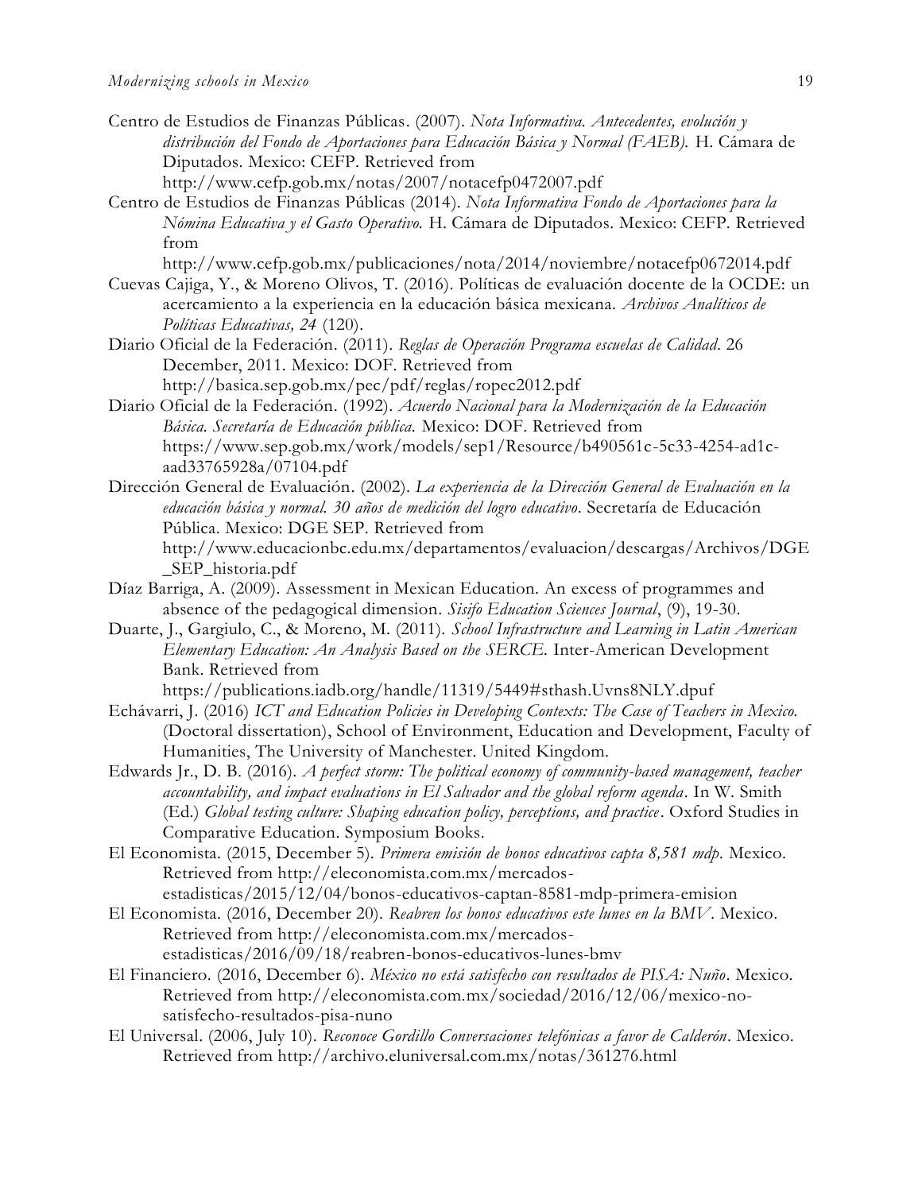Centro de Estudios de Finanzas Públicas. (2007). *Nota Informativa. Antecedentes, evolución y distribución del Fondo de Aportaciones para Educación Básica y Normal (FAEB).* H. Cámara de Diputados. Mexico: CEFP. Retrieved from http://www.cefp.gob.mx/notas/2007/notacefp0472007.pdf

Centro de Estudios de Finanzas Públicas (2014). *Nota Informativa Fondo de Aportaciones para la Nómina Educativa y el Gasto Operativo.* H. Cámara de Diputados. Mexico: CEFP. Retrieved from http://www.cefp.gob.mx/publicaciones/nota/2014/noviembre/notacefp0672014.pdf

Cuevas Cajiga, Y., & Moreno Olivos, T. (2016). Políticas de evaluación docente de la OCDE: un acercamiento a la experiencia en la educación básica mexicana. *Archivos Analíticos de Políticas Educativas, 24* (120).

Diario Oficial de la Federación. (2011). *Reglas de Operación Programa escuelas de Calidad*. 26 December, 2011. Mexico: DOF. Retrieved from http://basica.sep.gob.mx/pec/pdf/reglas/ropec2012.pdf

Diario Oficial de la Federación. (1992). *Acuerdo Nacional para la Modernización de la Educación Básica. Secretaría de Educación pública.* Mexico: DOF. Retrieved from https://www.sep.gob.mx/work/models/sep1/Resource/b490561c-5c33-4254-ad1c-aad33765928a/07104.pdf

Dirección General de Evaluación. (2002). *La experiencia de la Dirección General de Evaluación en la educación básica y normal. 30 años de medición del logro educativo*. Secretaría de Educación Pública. Mexico: DGE SEP. Retrieved from http://www.educacionbc.edu.mx/departamentos/evaluacion/descargas/Archivos/DGE_SEP_historia.pdf

Díaz Barriga, A. (2009). Assessment in Mexican Education. An excess of programmes and absence of the pedagogical dimension. *Sisifo Education Sciences Journal*, (9), 19-30.

Duarte, J., Gargiulo, C., & Moreno, M. (2011). *School Infrastructure and Learning in Latin American Elementary Education: An Analysis Based on the SERCE.* Inter-American Development Bank. Retrieved from https://publications.iadb.org/handle/11319/5449#sthash.Uvns8NLY.dpuf

Echávarri, J. (2016) *ICT and Education Policies in Developing Contexts: The Case of Teachers in Mexico.* (Doctoral dissertation), School of Environment, Education and Development, Faculty of Humanities, The University of Manchester. United Kingdom.

Edwards Jr., D. B. (2016). *A perfect storm: The political economy of community-based management, teacher accountability, and impact evaluations in El Salvador and the global reform agenda*. In W. Smith (Ed.) *Global testing culture: Shaping education policy, perceptions, and practice*. Oxford Studies in Comparative Education. Symposium Books.

El Economista. (2015, December 5). *Primera emisión de bonos educativos capta 8,581 mdp*. Mexico. Retrieved from http://eleconomista.com.mx/mercados-estadisticas/2015/12/04/bonos-educativos-captan-8581-mdp-primera-emision

El Economista. (2016, December 20). *Reabren los bonos educativos este lunes en la BMV*. Mexico. Retrieved from http://eleconomista.com.mx/mercados-estadisticas/2016/09/18/reabren-bonos-educativos-lunes-bmv

El Financiero. (2016, December 6). *México no está satisfecho con resultados de PISA: Nuño*. Mexico. Retrieved from http://eleconomista.com.mx/sociedad/2016/12/06/mexico-no-satisfecho-resultados-pisa-nuno

El Universal. (2006, July 10). *Reconoce Gordillo Conversaciones telefónicas a favor de Calderón*. Mexico. Retrieved from http://archivo.eluniversal.com.mx/notas/361276.html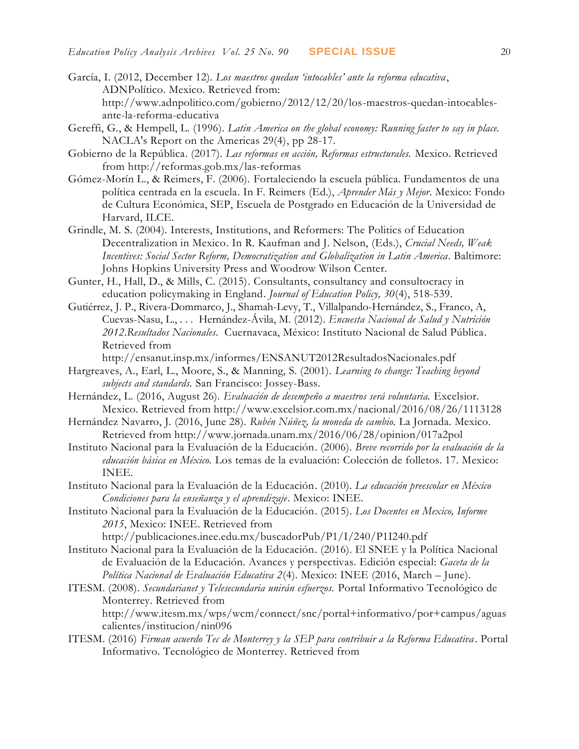García, I. (2012, December 12). *Los maestros quedan 'intocables' ante la reforma educativa*, ADNPolítico. Mexico. Retrieved from: http://www.adnpolitico.com/gobierno/2012/12/20/los-maestros-quedan-intocables-ante-la-reforma-educativa

Gereffi, G., & Hempell, L. (1996). *Latin America on the global economy: Running faster to say in place.* NACLA's Report on the Americas 29(4), pp 28-17.

Gobierno de la República. (2017). *Las reformas en acción, Reformas estructurales.* Mexico. Retrieved from http://reformas.gob.mx/las-reformas

Gómez-Morín L., & Reimers, F. (2006). Fortaleciendo la escuela pública. Fundamentos de una política centrada en la escuela. In F. Reimers (Ed.), *Aprender Más y Mejor.* Mexico: Fondo de Cultura Económica, SEP, Escuela de Postgrado en Educación de la Universidad de Harvard, ILCE.

Grindle, M. S. (2004). Interests, Institutions, and Reformers: The Politics of Education Decentralization in Mexico. In R. Kaufman and J. Nelson, (Eds.), *Crucial Needs, Weak Incentives: Social Sector Reform, Democratization and Globalization in Latin America*. Baltimore: Johns Hopkins University Press and Woodrow Wilson Center.

Gunter, H., Hall, D., & Mills, C. (2015). Consultants, consultancy and consultocracy in education policymaking in England. *Journal of Education Policy, 30*(4), 518-539.

Gutiérrez, J. P., Rivera-Dommarco, J., Shamah-Levy, T., Villalpando-Hernández, S., Franco, A, Cuevas-Nasu, L., . . . Hernández-Ávila, M. (2012). *Encuesta Nacional de Salud y Nutrición 2012.Resultados Nacionales.* Cuernavaca, México: Instituto Nacional de Salud Pública. Retrieved from http://ensanut.insp.mx/informes/ENSANUT2012ResultadosNacionales.pdf

Hargreaves, A., Earl, L., Moore, S., & Manning, S. (2001). *Learning to change: Teaching beyond subjects and standards.* San Francisco: Jossey-Bass.

Hernández, L. (2016, August 26). *Evaluación de desempeño a maestros será voluntaria.* Excelsior. Mexico. Retrieved from http://www.excelsior.com.mx/nacional/2016/08/26/1113128

Hernández Navarro, J. (2016, June 28). *Rubén Núñez, la moneda de cambio.* La Jornada. Mexico. Retrieved from http://www.jornada.unam.mx/2016/06/28/opinion/017a2pol

Instituto Nacional para la Evaluación de la Educación. (2006). *Breve recorrido por la evaluación de la educación básica en México.* Los temas de la evaluación: Colección de folletos. 17. Mexico: INEE.

Instituto Nacional para la Evaluación de la Educación. (2010). *La educación preescolar en México Condiciones para la enseñanza y el aprendizaje*. Mexico: INEE.

Instituto Nacional para la Evaluación de la Educación. (2015). *Los Docentes en Mexico, Informe 2015*, Mexico: INEE. Retrieved from http://publicaciones.inee.edu.mx/buscadorPub/P1/I/240/P1I240.pdf

Instituto Nacional para la Evaluación de la Educación. (2016). El SNEE y la Política Nacional de Evaluación de la Educación. Avances y perspectivas. Edición especial: *Gaceta de la Política Nacional de Evaluación Educativa 2*(4). Mexico: INEE (2016, March – June).

ITESM. (2008). *Secundarianet y Telesecundaria unirán esfuerzos.* Portal Informativo Tecnológico de Monterrey. Retrieved from http://www.itesm.mx/wps/wcm/connect/snc/portal+informativo/por+campus/aguascalientes/institucion/nin096

ITESM. (2016) *Firman acuerdo Tec de Monterrey y la SEP para contribuir a la Reforma Educativa*. Portal Informativo. Tecnológico de Monterrey. Retrieved from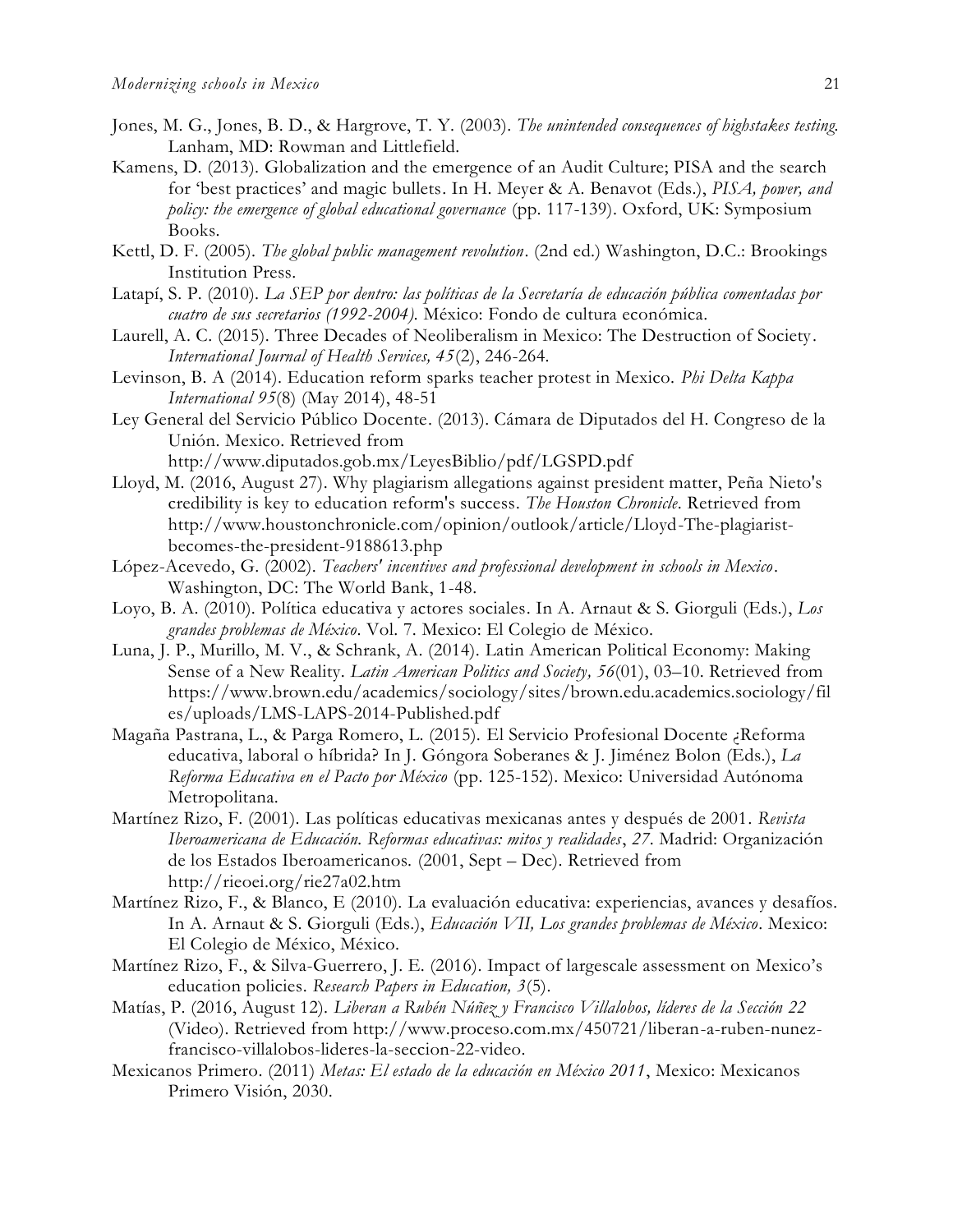Jones, M. G., Jones, B. D., & Hargrove, T. Y. (2003). *The unintended consequences of highstakes testing.* Lanham, MD: Rowman and Littlefield.

Kamens, D. (2013). Globalization and the emergence of an Audit Culture; PISA and the search for 'best practices' and magic bullets. In H. Meyer & A. Benavot (Eds.), *PISA, power, and policy: the emergence of global educational governance* (pp. 117-139). Oxford, UK: Symposium Books.

Kettl, D. F. (2005). *The global public management revolution*. (2nd ed.) Washington, D.C.: Brookings Institution Press.

Latapí, S. P. (2010). *La SEP por dentro: las políticas de la Secretaría de educación pública comentadas por cuatro de sus secretarios (1992-2004).* México: Fondo de cultura económica.

Laurell, A. C. (2015). Three Decades of Neoliberalism in Mexico: The Destruction of Society. *International Journal of Health Services, 45*(2), 246-264.

Levinson, B. A (2014). Education reform sparks teacher protest in Mexico. *Phi Delta Kappa International 95*(8) (May 2014), 48-51

Ley General del Servicio Público Docente. (2013). Cámara de Diputados del H. Congreso de la Unión. Mexico. Retrieved from http://www.diputados.gob.mx/LeyesBiblio/pdf/LGSPD.pdf

Lloyd, M. (2016, August 27). Why plagiarism allegations against president matter, Peña Nieto's credibility is key to education reform's success. *The Houston Chronicle*. Retrieved from http://www.houstonchronicle.com/opinion/outlook/article/Lloyd-The-plagiarist-becomes-the-president-9188613.php

López-Acevedo, G. (2002). *Teachers' incentives and professional development in schools in Mexico*. Washington, DC: The World Bank, 1-48.

Loyo, B. A. (2010). Política educativa y actores sociales. In A. Arnaut & S. Giorguli (Eds.), *Los grandes problemas de México*. Vol. 7. Mexico: El Colegio de México.

Luna, J. P., Murillo, M. V., & Schrank, A. (2014). Latin American Political Economy: Making Sense of a New Reality. *Latin American Politics and Society, 56*(01), 03–10. Retrieved from https://www.brown.edu/academics/sociology/sites/brown.edu.academics.sociology/files/uploads/LMS-LAPS-2014-Published.pdf

Magaña Pastrana, L., & Parga Romero, L. (2015). El Servicio Profesional Docente ¿Reforma educativa, laboral o híbrida? In J. Góngora Soberanes & J. Jiménez Bolon (Eds.), *La Reforma Educativa en el Pacto por México* (pp. 125-152). Mexico: Universidad Autónoma Metropolitana.

Martínez Rizo, F. (2001). Las políticas educativas mexicanas antes y después de 2001. *Revista Iberoamericana de Educación. Reformas educativas: mitos y realidades*, *27*. Madrid: Organización de los Estados Iberoamericanos. (2001, Sept – Dec). Retrieved from http://rieoei.org/rie27a02.htm

Martínez Rizo, F., & Blanco, E (2010). La evaluación educativa: experiencias, avances y desafíos. In A. Arnaut & S. Giorguli (Eds.), *Educación VII, Los grandes problemas de México*. Mexico: El Colegio de México, México.

Martínez Rizo, F., & Silva-Guerrero, J. E. (2016). Impact of largescale assessment on Mexico's education policies. *Research Papers in Education, 3*(5).

Matías, P. (2016, August 12). *Liberan a Rubén Núñez y Francisco Villalobos, líderes de la Sección 22* (Video). Retrieved from http://www.proceso.com.mx/450721/liberan-a-ruben-nunez-francisco-villalobos-lideres-la-seccion-22-video.

Mexicanos Primero. (2011) *Metas: El estado de la educación en México 2011*, Mexico: Mexicanos Primero Visión, 2030.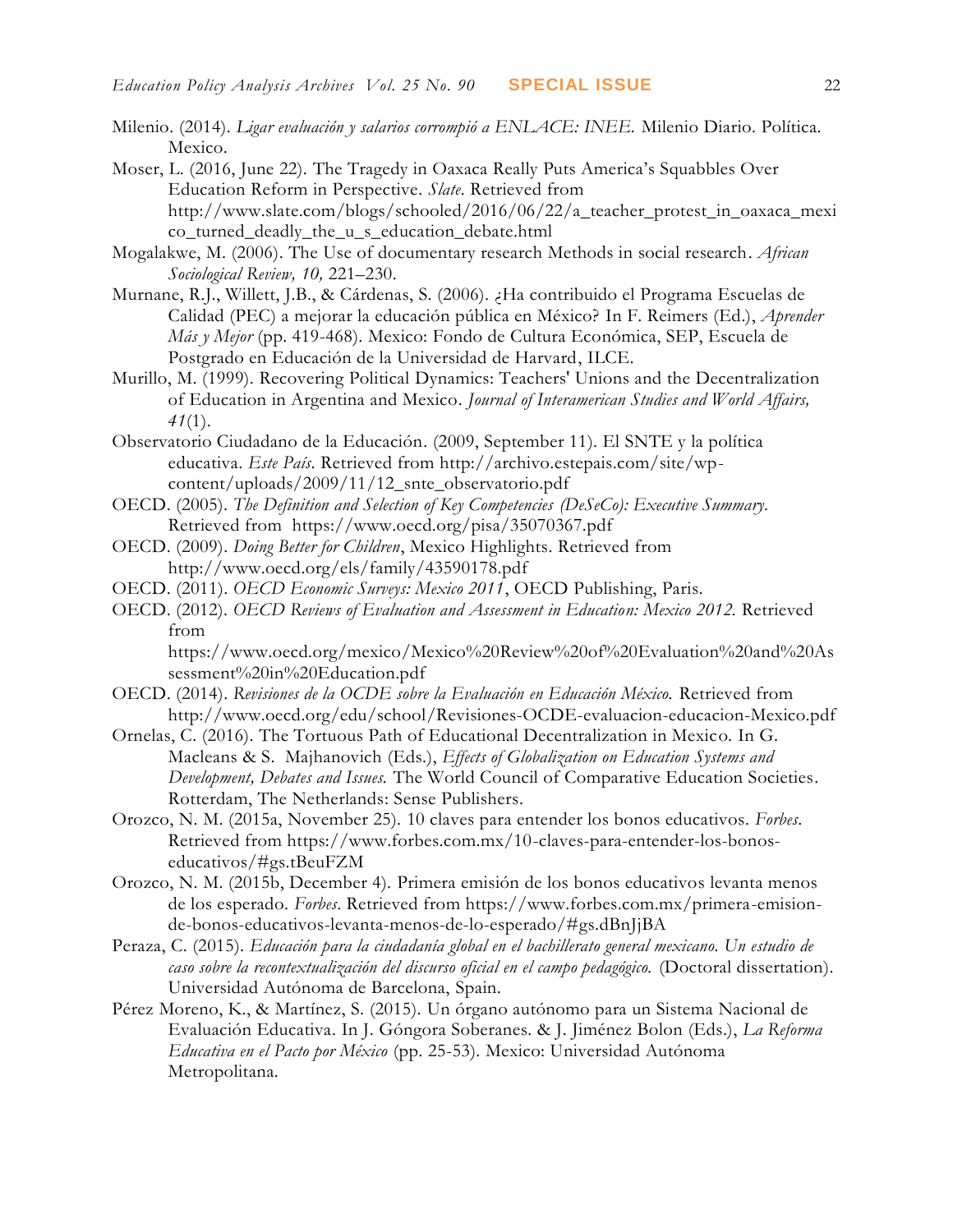Milenio. (2014). *Ligar evaluación y salarios corrompió a ENLACE: INEE.* Milenio Diario. Política. Mexico.

Moser, L. (2016, June 22). The Tragedy in Oaxaca Really Puts America's Squabbles Over Education Reform in Perspective. *Slate.* Retrieved from http://www.slate.com/blogs/schooled/2016/06/22/a_teacher_protest_in_oaxaca_mexico_turned_deadly_the_u_s_education_debate.html

Mogalakwe, M. (2006). The Use of documentary research Methods in social research. *African Sociological Review, 10,* 221–230.

Murnane, R.J., Willett, J.B., & Cárdenas, S. (2006). ¿Ha contribuido el Programa Escuelas de Calidad (PEC) a mejorar la educación pública en México? In F. Reimers (Ed.), *Aprender Más y Mejor* (pp. 419-468). Mexico: Fondo de Cultura Económica, SEP, Escuela de Postgrado en Educación de la Universidad de Harvard, ILCE.

Murillo, M. (1999). Recovering Political Dynamics: Teachers' Unions and the Decentralization of Education in Argentina and Mexico. *Journal of Interamerican Studies and World Affairs, 41*(1).

Observatorio Ciudadano de la Educación. (2009, September 11). El SNTE y la política educativa. *Este País.* Retrieved from http://archivo.estepais.com/site/wp-content/uploads/2009/11/12_snte_observatorio.pdf

OECD. (2005). *The Definition and Selection of Key Competencies (DeSeCo): Executive Summary.* Retrieved from https://www.oecd.org/pisa/35070367.pdf

OECD. (2009). *Doing Better for Children*, Mexico Highlights. Retrieved from http://www.oecd.org/els/family/43590178.pdf

OECD. (2011). *OECD Economic Surveys: Mexico 2011*, OECD Publishing, Paris.

OECD. (2012). *OECD Reviews of Evaluation and Assessment in Education: Mexico 2012.* Retrieved from https://www.oecd.org/mexico/Mexico%20Review%20of%20Evaluation%20and%20Assessment%20in%20Education.pdf

OECD. (2014). *Revisiones de la OCDE sobre la Evaluación en Educación México.* Retrieved from http://www.oecd.org/edu/school/Revisiones-OCDE-evaluacion-educacion-Mexico.pdf

Ornelas, C. (2016). The Tortuous Path of Educational Decentralization in Mexico. In G. Macleans & S. Majhanovich (Eds.), *Effects of Globalization on Education Systems and Development, Debates and Issues.* The World Council of Comparative Education Societies. Rotterdam, The Netherlands: Sense Publishers.

Orozco, N. M. (2015a, November 25). 10 claves para entender los bonos educativos. *Forbes*. Retrieved from https://www.forbes.com.mx/10-claves-para-entender-los-bonos-educativos/#gs.tBeuFZM

Orozco, N. M. (2015b, December 4). Primera emisión de los bonos educativos levanta menos de los esperado. *Forbes*. Retrieved from https://www.forbes.com.mx/primera-emision-de-bonos-educativos-levanta-menos-de-lo-esperado/#gs.dBnJjBA

Peraza, C. (2015). *Educación para la ciudadanía global en el bachillerato general mexicano. Un estudio de caso sobre la recontextualización del discurso oficial en el campo pedagógico.* (Doctoral dissertation). Universidad Autónoma de Barcelona, Spain.

Pérez Moreno, K., & Martínez, S. (2015). Un órgano autónomo para un Sistema Nacional de Evaluación Educativa. In J. Góngora Soberanes. & J. Jiménez Bolon (Eds.), *La Reforma Educativa en el Pacto por México* (pp. 25-53). Mexico: Universidad Autónoma Metropolitana.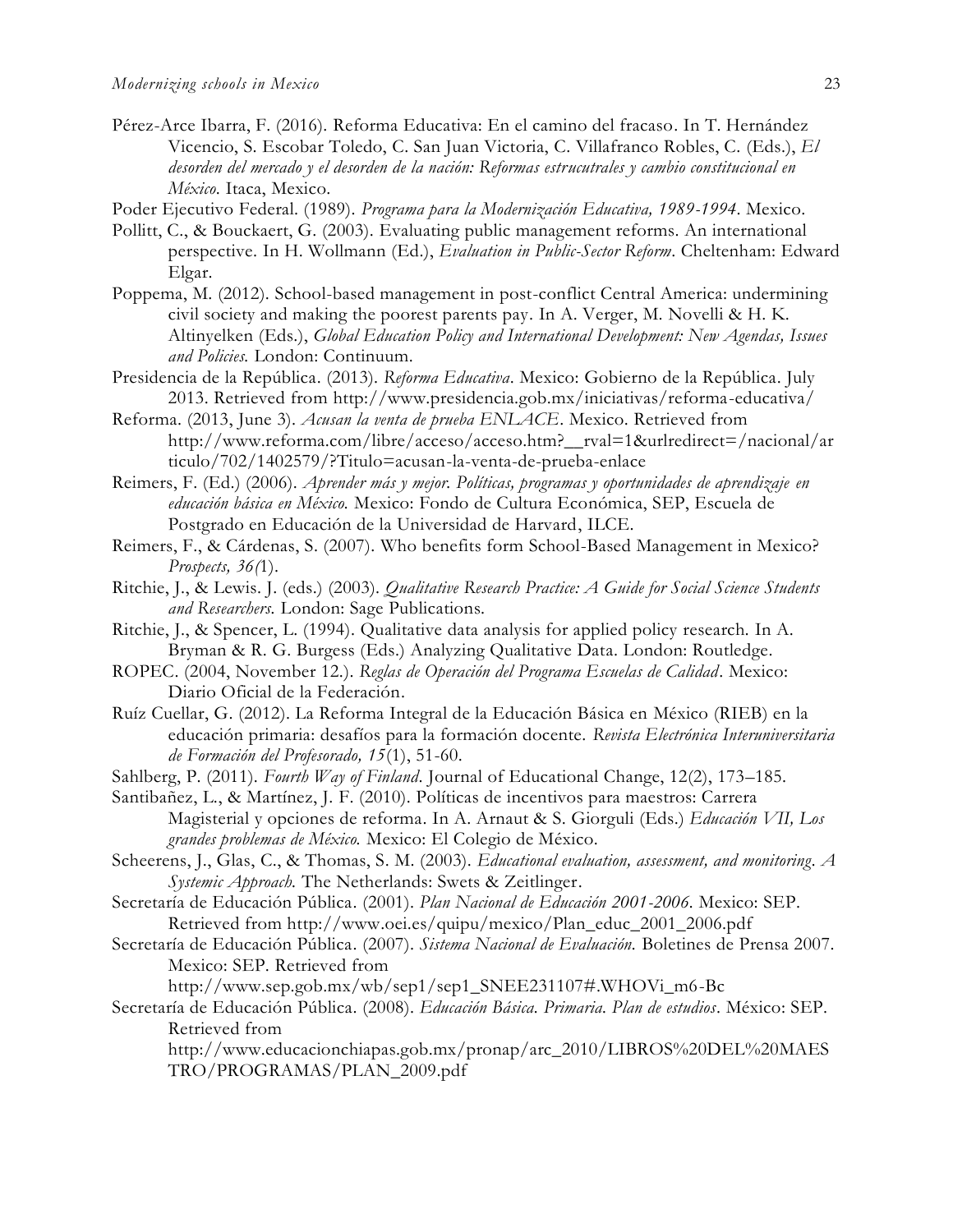Pérez-Arce Ibarra, F. (2016). Reforma Educativa: En el camino del fracaso. In T. Hernández Vicencio, S. Escobar Toledo, C. San Juan Victoria, C. Villafranco Robles, C. (Eds.), *El desorden del mercado y el desorden de la nación: Reformas estrucutrales y cambio constitucional en México*. Itaca, Mexico.

Poder Ejecutivo Federal. (1989). *Programa para la Modernización Educativa, 1989-1994*. Mexico.

Pollitt, C., & Bouckaert, G. (2003). Evaluating public management reforms. An international perspective. In H. Wollmann (Ed.), *Evaluation in Public-Sector Reform*. Cheltenham: Edward Elgar.

Poppema, M. (2012). School-based management in post-conflict Central America: undermining civil society and making the poorest parents pay. In A. Verger, M. Novelli & H. K. Altinyelken (Eds.), *Global Education Policy and International Development: New Agendas, Issues and Policies.* London: Continuum.

Presidencia de la República. (2013). *Reforma Educativa*. Mexico: Gobierno de la República. July 2013. Retrieved from http://www.presidencia.gob.mx/iniciativas/reforma-educativa/

Reforma. (2013, June 3). *Acusan la venta de prueba ENLACE*. Mexico. Retrieved from http://www.reforma.com/libre/acceso/acceso.htm?__rval=1&urlredirect=/nacional/articulo/702/1402579/?Titulo=acusan-la-venta-de-prueba-enlace

Reimers, F. (Ed.) (2006). *Aprender más y mejor. Políticas, programas y oportunidades de aprendizaje en educación básica en México.* Mexico: Fondo de Cultura Económica, SEP, Escuela de Postgrado en Educación de la Universidad de Harvard, ILCE.

Reimers, F., & Cárdenas, S. (2007). Who benefits form School-Based Management in Mexico? *Prospects, 36(*1).

Ritchie, J., & Lewis. J. (eds.) (2003). *Qualitative Research Practice: A Guide for Social Science Students and Researchers.* London: Sage Publications.

Ritchie, J., & Spencer, L. (1994). Qualitative data analysis for applied policy research. In A. Bryman & R. G. Burgess (Eds.) Analyzing Qualitative Data. London: Routledge.

ROPEC. (2004, November 12.). *Reglas de Operación del Programa Escuelas de Calidad*. Mexico: Diario Oficial de la Federación.

Ruíz Cuellar, G. (2012). La Reforma Integral de la Educación Básica en México (RIEB) en la educación primaria: desafíos para la formación docente. *Revista Electrónica Interuniversitaria de Formación del Profesorado, 15*(1), 51-60.

Sahlberg, P. (2011). *Fourth Way of Finland*. Journal of Educational Change, 12(2), 173–185.

Santibañez, L., & Martínez, J. F. (2010). Políticas de incentivos para maestros: Carrera Magisterial y opciones de reforma. In A. Arnaut & S. Giorguli (Eds.) *Educación VII, Los grandes problemas de México.* Mexico: El Colegio de México.

Scheerens, J., Glas, C., & Thomas, S. M. (2003). *Educational evaluation, assessment, and monitoring. A Systemic Approach.* The Netherlands: Swets & Zeitlinger.

Secretaría de Educación Pública. (2001). *Plan Nacional de Educación 2001-2006*. Mexico: SEP. Retrieved from http://www.oei.es/quipu/mexico/Plan_educ_2001_2006.pdf

Secretaría de Educación Pública. (2007). *Sistema Nacional de Evaluación.* Boletines de Prensa 2007. Mexico: SEP. Retrieved from http://www.sep.gob.mx/wb/sep1/sep1_SNEE231107#.WHOVi_m6-Bc

Secretaría de Educación Pública. (2008). *Educación Básica. Primaria. Plan de estudios*. México: SEP. Retrieved from http://www.educacionchiapas.gob.mx/pronap/arc_2010/LIBROS%20DEL%20MAESTRO/PROGRAMAS/PLAN_2009.pdf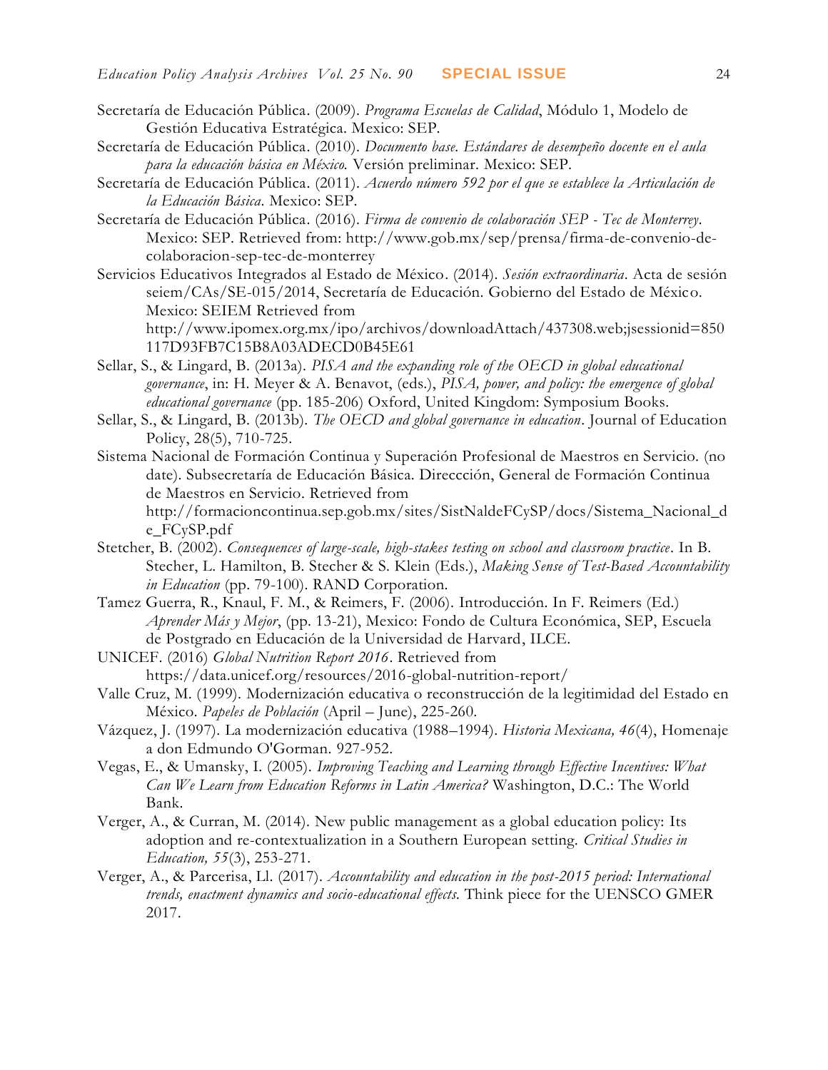Secretaría de Educación Pública. (2009). *Programa Escuelas de Calidad*, Módulo 1, Modelo de Gestión Educativa Estratégica. Mexico: SEP.

Secretaría de Educación Pública. (2010). *Documento base. Estándares de desempeño docente en el aula para la educación básica en México.* Versión preliminar. Mexico: SEP.

Secretaría de Educación Pública. (2011). *Acuerdo número 592 por el que se establece la Articulación de la Educación Básica.* Mexico: SEP.

Secretaría de Educación Pública. (2016). *Firma de convenio de colaboración SEP - Tec de Monterrey.* Mexico: SEP. Retrieved from: http://www.gob.mx/sep/prensa/firma-de-convenio-de-colaboracion-sep-tec-de-monterrey

Servicios Educativos Integrados al Estado de México. (2014). *Sesión extraordinaria*. Acta de sesión seiem/CAs/SE-015/2014, Secretaría de Educación. Gobierno del Estado de México. Mexico: SEIEM Retrieved from http://www.ipomex.org.mx/ipo/archivos/downloadAttach/437308.web;jsessionid=850117D93FB7C15B8A03ADECD0B45E61

Sellar, S., & Lingard, B. (2013a). *PISA and the expanding role of the OECD in global educational governance*, in: H. Meyer & A. Benavot, (eds.), *PISA, power, and policy: the emergence of global educational governance* (pp. 185-206) Oxford, United Kingdom: Symposium Books.

Sellar, S., & Lingard, B. (2013b). *The OECD and global governance in education*. Journal of Education Policy, 28(5), 710-725.

Sistema Nacional de Formación Continua y Superación Profesional de Maestros en Servicio. (no date). Subsecretaría de Educación Básica. Direccción, General de Formación Continua de Maestros en Servicio. Retrieved from http://formacioncontinua.sep.gob.mx/sites/SistNaldeFCySP/docs/Sistema_Nacional_de_FCySP.pdf

Stetcher, B. (2002). *Consequences of large-scale, high-stakes testing on school and classroom practice*. In B. Stecher, L. Hamilton, B. Stecher & S. Klein (Eds.), *Making Sense of Test-Based Accountability in Education* (pp. 79-100). RAND Corporation.

Tamez Guerra, R., Knaul, F. M., & Reimers, F. (2006). Introducción. In F. Reimers (Ed.) *Aprender Más y Mejor*, (pp. 13-21), Mexico: Fondo de Cultura Económica, SEP, Escuela de Postgrado en Educación de la Universidad de Harvard, ILCE.

UNICEF. (2016) *Global Nutrition Report 2016*. Retrieved from https://data.unicef.org/resources/2016-global-nutrition-report/

Valle Cruz, M. (1999). Modernización educativa o reconstrucción de la legitimidad del Estado en México. *Papeles de Población* (April – June), 225-260.

Vázquez, J. (1997). La modernización educativa (1988–1994). *Historia Mexicana, 46*(4), Homenaje a don Edmundo O'Gorman. 927-952.

Vegas, E., & Umansky, I. (2005). *Improving Teaching and Learning through Effective Incentives: What Can We Learn from Education Reforms in Latin America?* Washington, D.C.: The World Bank.

Verger, A., & Curran, M. (2014). New public management as a global education policy: Its adoption and re-contextualization in a Southern European setting. *Critical Studies in Education, 55*(3), 253-271.

Verger, A., & Parcerisa, Ll. (2017). *Accountability and education in the post-2015 period: International trends, enactment dynamics and socio-educational effects.* Think piece for the UENSCO GMER 2017.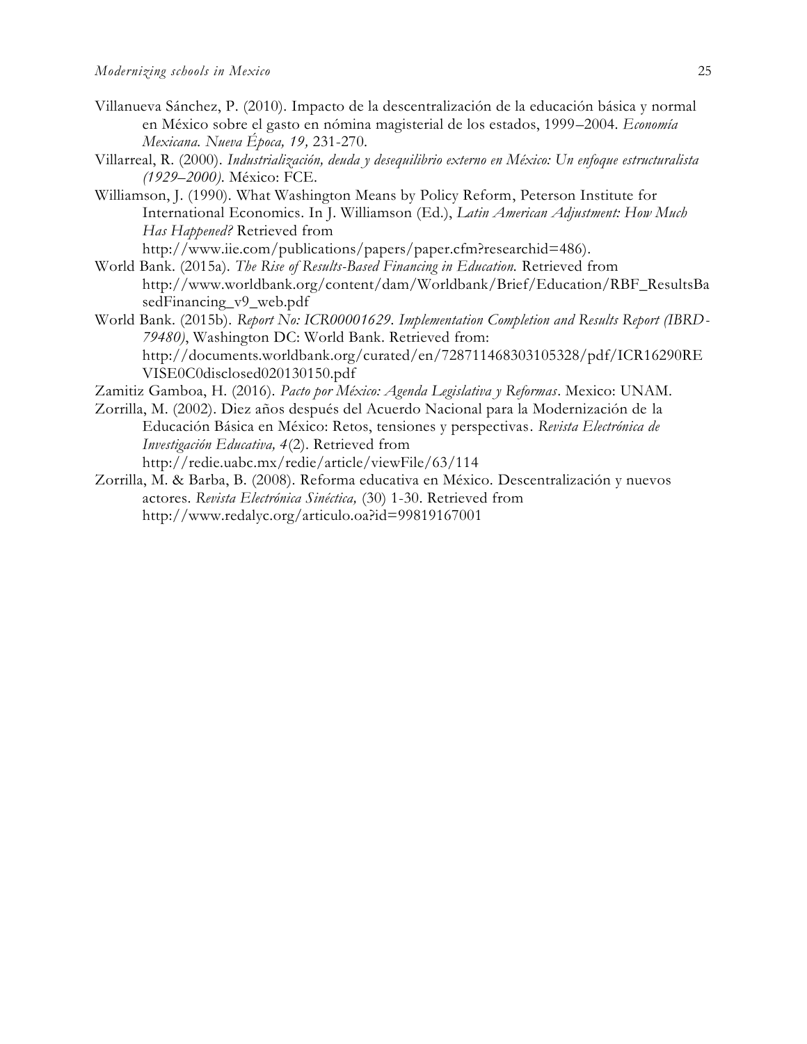Villanueva Sánchez, P. (2010). Impacto de la descentralización de la educación básica y normal en México sobre el gasto en nómina magisterial de los estados, 1999–2004. *Economía Mexicana. Nueva Época, 19,* 231-270.

Villarreal, R. (2000). *Industrialización, deuda y desequilibrio externo en México: Un enfoque estructuralista (1929–2000).* México: FCE.

Williamson, J. (1990). What Washington Means by Policy Reform, Peterson Institute for International Economics. In J. Williamson (Ed.), *Latin American Adjustment: How Much Has Happened?* Retrieved from http://www.iie.com/publications/papers/paper.cfm?researchid=486).

World Bank. (2015a). *The Rise of Results-Based Financing in Education.* Retrieved from http://www.worldbank.org/content/dam/Worldbank/Brief/Education/RBF_ResultsBasedFinancing_v9_web.pdf

World Bank. (2015b). *Report No: ICR00001629. Implementation Completion and Results Report (IBRD-79480)*, Washington DC: World Bank. Retrieved from: http://documents.worldbank.org/curated/en/728711468303105328/pdf/ICR16290REVISE0C0disclosed020130150.pdf

Zamitiz Gamboa, H. (2016). *Pacto por México: Agenda Legislativa y Reformas*. Mexico: UNAM.

Zorrilla, M. (2002). Diez años después del Acuerdo Nacional para la Modernización de la Educación Básica en México: Retos, tensiones y perspectivas. *Revista Electrónica de Investigación Educativa, 4*(2). Retrieved from http://redie.uabc.mx/redie/article/viewFile/63/114

Zorrilla, M. & Barba, B. (2008). Reforma educativa en México. Descentralización y nuevos actores. *Revista Electrónica Sinéctica,* (30) 1-30. Retrieved from http://www.redalyc.org/articulo.oa?id=99819167001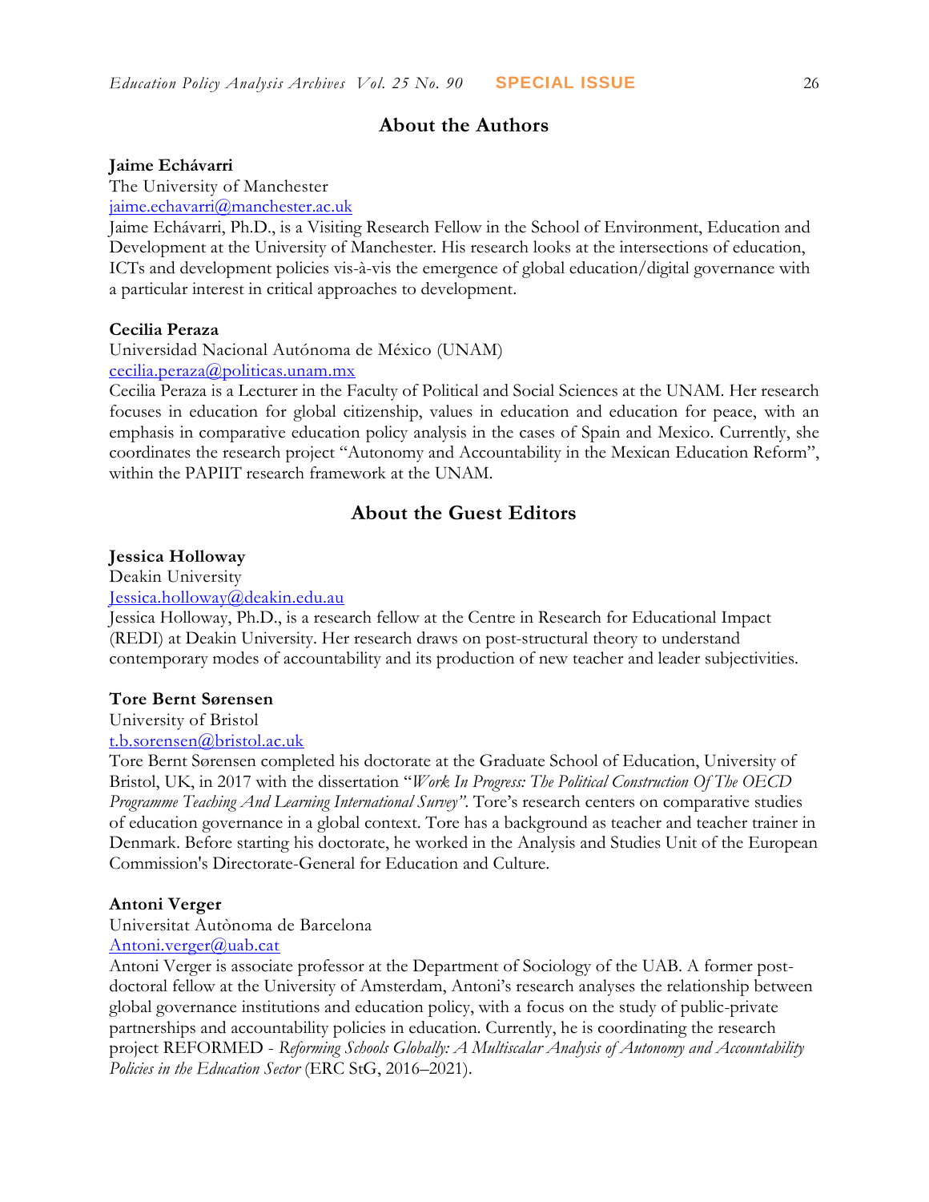## About the Authors

**Jaime Echávarri**
The University of Manchester
jaime.echavarri@manchester.ac.uk
Jaime Echávarri, Ph.D., is a Visiting Research Fellow in the School of Environment, Education and Development at the University of Manchester. His research looks at the intersections of education, ICTs and development policies vis-à-vis the emergence of global education/digital governance with a particular interest in critical approaches to development.

**Cecilia Peraza**
Universidad Nacional Autónoma de México (UNAM)
cecilia.peraza@politicas.unam.mx
Cecilia Peraza is a Lecturer in the Faculty of Political and Social Sciences at the UNAM. Her research focuses in education for global citizenship, values in education and education for peace, with an emphasis in comparative education policy analysis in the cases of Spain and Mexico. Currently, she coordinates the research project "Autonomy and Accountability in the Mexican Education Reform", within the PAPIIT research framework at the UNAM.

## About the Guest Editors

**Jessica Holloway**
Deakin University
Jessica.holloway@deakin.edu.au
Jessica Holloway, Ph.D., is a research fellow at the Centre in Research for Educational Impact (REDI) at Deakin University. Her research draws on post-structural theory to understand contemporary modes of accountability and its production of new teacher and leader subjectivities.

**Tore Bernt Sørensen**
University of Bristol
t.b.sorensen@bristol.ac.uk
Tore Bernt Sørensen completed his doctorate at the Graduate School of Education, University of Bristol, UK, in 2017 with the dissertation "*Work In Progress: The Political Construction Of The OECD Programme Teaching And Learning International Survey"*. Tore's research centers on comparative studies of education governance in a global context. Tore has a background as teacher and teacher trainer in Denmark. Before starting his doctorate, he worked in the Analysis and Studies Unit of the European Commission's Directorate-General for Education and Culture.

**Antoni Verger**
Universitat Autònoma de Barcelona
Antoni.verger@uab.cat
Antoni Verger is associate professor at the Department of Sociology of the UAB. A former post-doctoral fellow at the University of Amsterdam, Antoni's research analyses the relationship between global governance institutions and education policy, with a focus on the study of public-private partnerships and accountability policies in education. Currently, he is coordinating the research project REFORMED - *Reforming Schools Globally: A Multiscalar Analysis of Autonomy and Accountability Policies in the Education Sector* (ERC StG, 2016–2021).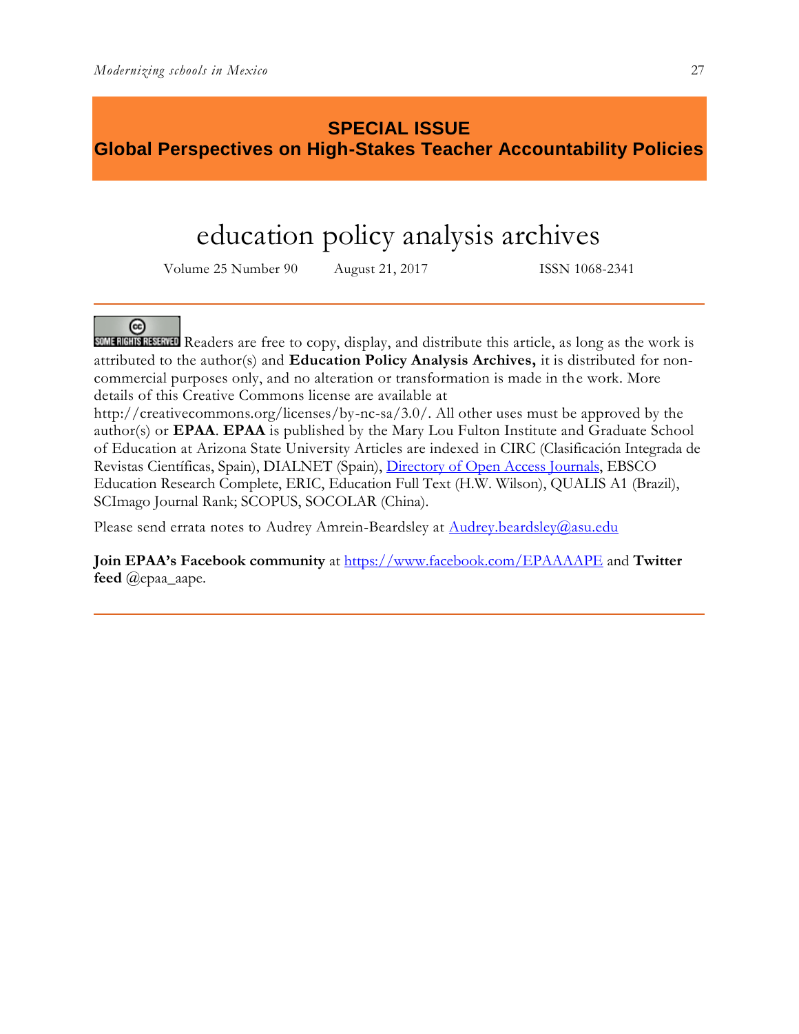## SPECIAL ISSUE
## Global Perspectives on High-Stakes Teacher Accountability Policies

# education policy analysis archives

Volume 25 Number 90 August 21, 2017 ISSN 1068-2341

---

SOME RIGHTS RESERVED Readers are free to copy, display, and distribute this article, as long as the work is attributed to the author(s) and **Education Policy Analysis Archives,** it is distributed for non-commercial purposes only, and no alteration or transformation is made in the work. More details of this Creative Commons license are available at http://creativecommons.org/licenses/by-nc-sa/3.0/. All other uses must be approved by the author(s) or **EPAA**. **EPAA** is published by the Mary Lou Fulton Institute and Graduate School of Education at Arizona State University Articles are indexed in CIRC (Clasificación Integrada de Revistas Científicas, Spain), DIALNET (Spain), Directory of Open Access Journals, EBSCO Education Research Complete, ERIC, Education Full Text (H.W. Wilson), QUALIS A1 (Brazil), SCImago Journal Rank; SCOPUS, SOCOLAR (China).

Please send errata notes to Audrey Amrein-Beardsley at Audrey.beardsley@asu.edu

**Join EPAA's Facebook community** at https://www.facebook.com/EPAAAAPE and **Twitter feed** @epaa_aape.

---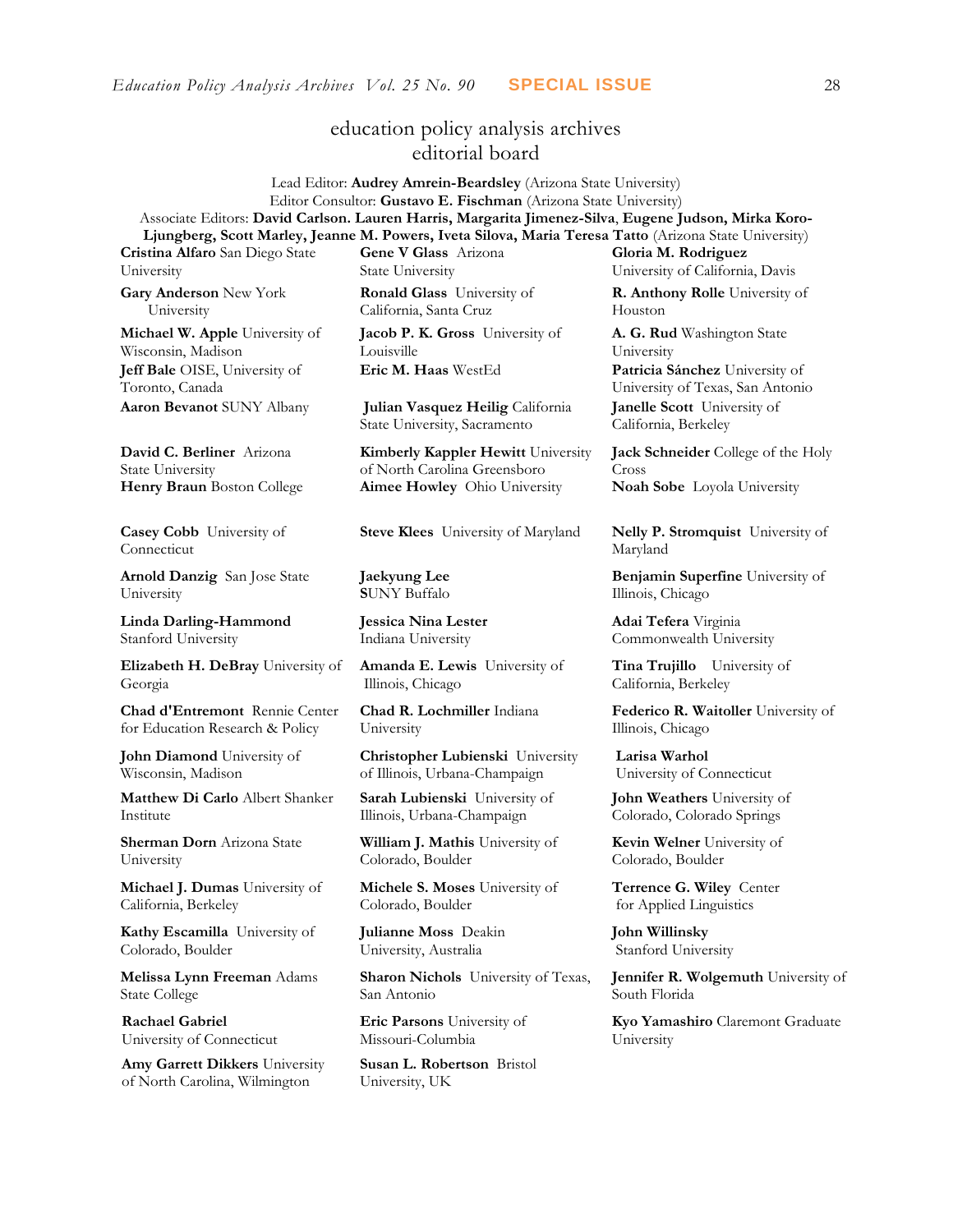# education policy analysis archives editorial board

Lead Editor: **Audrey Amrein-Beardsley** (Arizona State University)
Editor Consultor: **Gustavo E. Fischman** (Arizona State University)
Associate Editors: **David Carlson. Lauren Harris, Margarita Jimenez-Silva**, **Eugene Judson, Mirka Koro-Ljungberg, Scott Marley, Jeanne M. Powers, Iveta Silova, Maria Teresa Tatto** (Arizona State University)

**Cristina Alfaro** San Diego State University

**Gary Anderson** New York University

**Michael W. Apple** University of Wisconsin, Madison

**Jeff Bale** OISE, University of Toronto, Canada

**Aaron Bevanot** SUNY Albany

**David C. Berliner** Arizona State University

**Henry Braun** Boston College

**Casey Cobb** University of Connecticut

**Arnold Danzig** San Jose State University

**Linda Darling-Hammond** Stanford University

**Elizabeth H. DeBray** University of Georgia

**Chad d'Entremont** Rennie Center for Education Research & Policy

**John Diamond** University of Wisconsin, Madison

**Matthew Di Carlo** Albert Shanker Institute

**Sherman Dorn** Arizona State University

**Michael J. Dumas** University of California, Berkeley

**Kathy Escamilla** University of Colorado, Boulder

**Melissa Lynn Freeman** Adams State College

**Rachael Gabriel** University of Connecticut

**Amy Garrett Dikkers** University of North Carolina, Wilmington

**Gene V Glass** Arizona State University

**Ronald Glass** University of California, Santa Cruz

**Jacob P. K. Gross** University of Louisville

**Eric M. Haas** WestEd

**Julian Vasquez Heilig** California State University, Sacramento

**Kimberly Kappler Hewitt** University of North Carolina Greensboro

**Aimee Howley** Ohio University

**Steve Klees** University of Maryland

**Jaekyung Lee** SUNY Buffalo

**Jessica Nina Lester** Indiana University

**Amanda E. Lewis** University of Illinois, Chicago

**Chad R. Lochmiller** Indiana University

**Christopher Lubienski** University of Illinois, Urbana-Champaign

**Sarah Lubienski** University of Illinois, Urbana-Champaign

**William J. Mathis** University of Colorado, Boulder

**Michele S. Moses** University of Colorado, Boulder

**Julianne Moss** Deakin University, Australia

**Sharon Nichols** University of Texas, San Antonio

**Eric Parsons** University of Missouri-Columbia

**Susan L. Robertson** Bristol University, UK

**Gloria M. Rodriguez** University of California, Davis

**R. Anthony Rolle** University of Houston

**A. G. Rud** Washington State University

**Patricia Sánchez** University of University of Texas, San Antonio

**Janelle Scott** University of California, Berkeley

**Jack Schneider** College of the Holy Cross

**Noah Sobe** Loyola University

**Nelly P. Stromquist** University of Maryland

**Benjamin Superfine** University of Illinois, Chicago

**Adai Tefera** Virginia Commonwealth University

**Tina Trujillo** University of California, Berkeley

**Federico R. Waitoller** University of Illinois, Chicago

**Larisa Warhol** University of Connecticut

**John Weathers** University of Colorado, Colorado Springs

**Kevin Welner** University of Colorado, Boulder

**Terrence G. Wiley** Center for Applied Linguistics

**John Willinsky** Stanford University

**Jennifer R. Wolgemuth** University of South Florida

**Kyo Yamashiro** Claremont Graduate University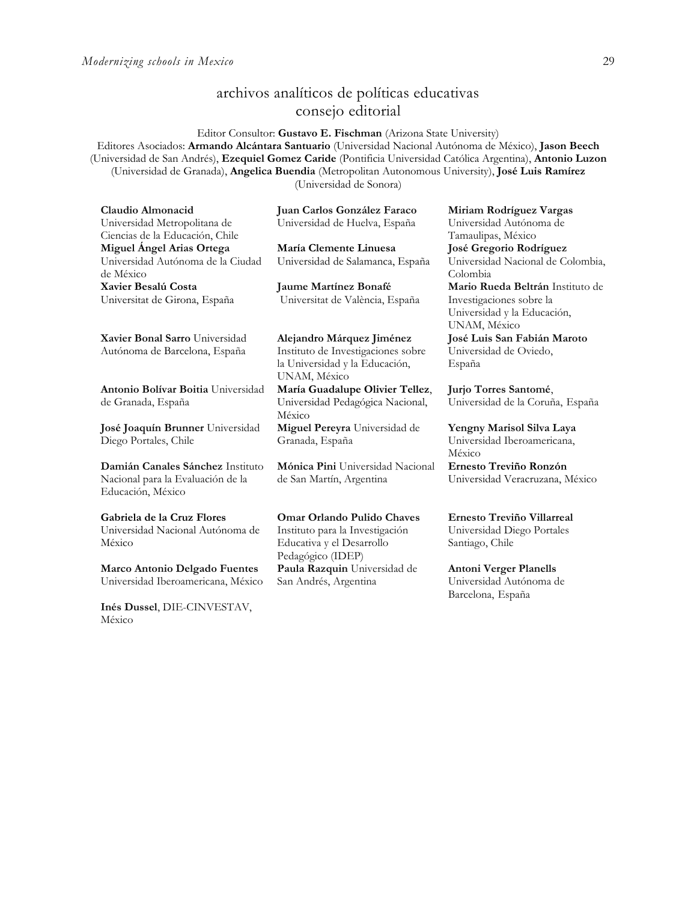## archivos analíticos de políticas educativas
## consejo editorial

Editor Consultor: **Gustavo E. Fischman** (Arizona State University)
Editores Asociados: **Armando Alcántara Santuario** (Universidad Nacional Autónoma de México), **Jason Beech** (Universidad de San Andrés), **Ezequiel Gomez Caride** (Pontificia Universidad Católica Argentina), **Antonio Luzon** (Universidad de Granada), **Angelica Buendia** (Metropolitan Autonomous University), **José Luis Ramírez** (Universidad de Sonora)

**Claudio Almonacid** Universidad Metropolitana de Ciencias de la Educación, Chile

**Miguel Ángel Arias Ortega** Universidad Autónoma de la Ciudad de México

**Xavier Besalú Costa** Universitat de Girona, España

**Xavier Bonal Sarro** Universidad Autónoma de Barcelona, España

**Antonio Bolívar Boitia** Universidad de Granada, España

**José Joaquín Brunner** Universidad Diego Portales, Chile

**Damián Canales Sánchez** Instituto Nacional para la Evaluación de la Educación, México

**Gabriela de la Cruz Flores** Universidad Nacional Autónoma de México

**Marco Antonio Delgado Fuentes** Universidad Iberoamericana, México

**Inés Dussel**, DIE-CINVESTAV, México

**Juan Carlos González Faraco** Universidad de Huelva, España

**María Clemente Linuesa** Universidad de Salamanca, España

**Jaume Martínez Bonafé** Universitat de València, España

**Alejandro Márquez Jiménez** Instituto de Investigaciones sobre la Universidad y la Educación, UNAM, México

**María Guadalupe Olivier Tellez**, Universidad Pedagógica Nacional, México

**Miguel Pereyra** Universidad de Granada, España

**Mónica Pini** Universidad Nacional de San Martín, Argentina

**Omar Orlando Pulido Chaves** Instituto para la Investigación Educativa y el Desarrollo Pedagógico (IDEP)

**Paula Razquin** Universidad de San Andrés, Argentina

**Miriam Rodríguez Vargas** Universidad Autónoma de Tamaulipas, México

**José Gregorio Rodríguez** Universidad Nacional de Colombia, Colombia

**Mario Rueda Beltrán** Instituto de Investigaciones sobre la Universidad y la Educación, UNAM, México

**José Luis San Fabián Maroto** Universidad de Oviedo, España

**Jurjo Torres Santomé**, Universidad de la Coruña, España

**Yengny Marisol Silva Laya** Universidad Iberoamericana, México

**Ernesto Treviño Ronzón** Universidad Veracruzana, México

**Ernesto Treviño Villarreal** Universidad Diego Portales Santiago, Chile

**Antoni Verger Planells** Universidad Autónoma de Barcelona, España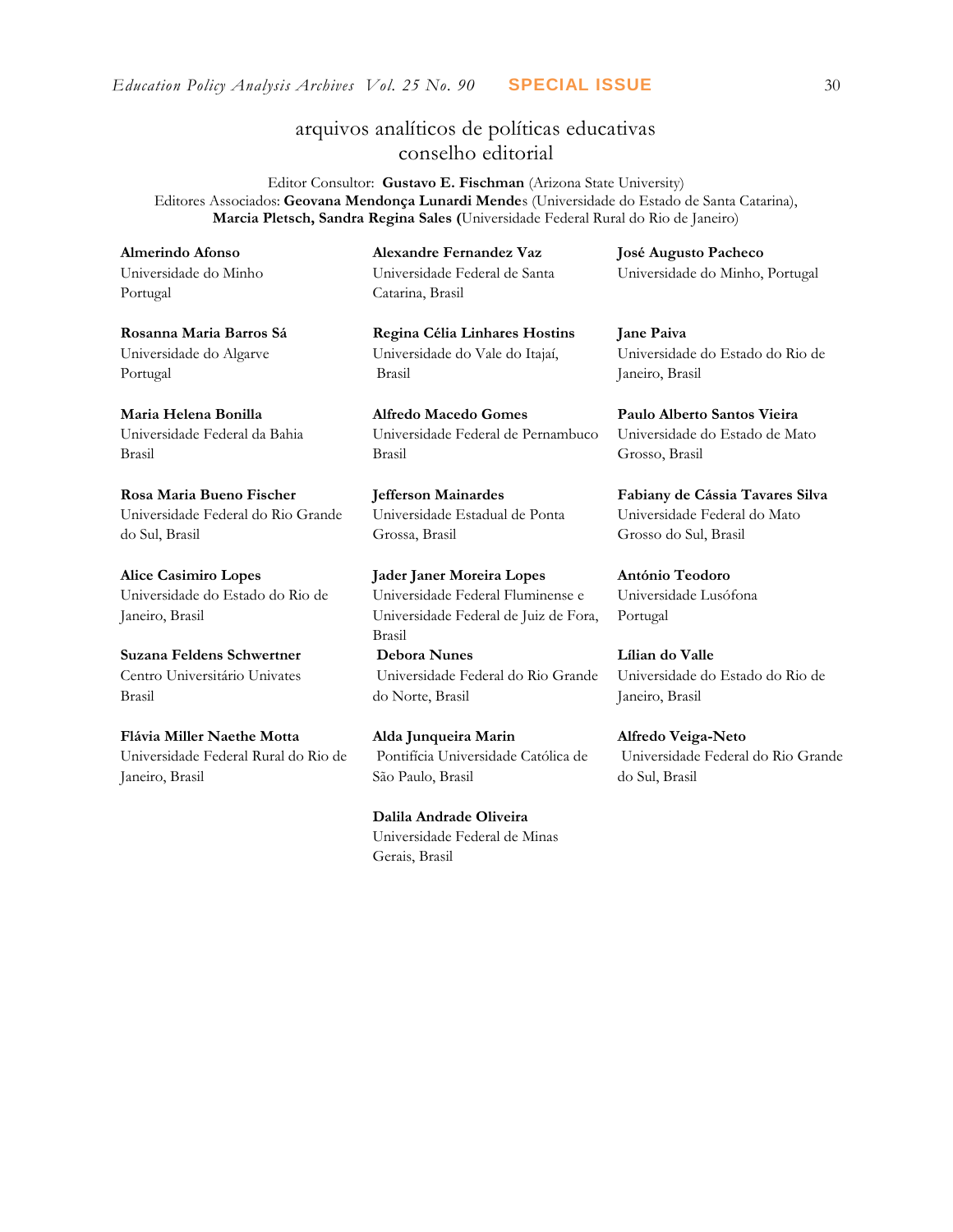# arquivos analíticos de políticas educativas
## conselho editorial

Editor Consultor: **Gustavo E. Fischman** (Arizona State University)
Editores Associados: **Geovana Mendonça Lunardi Mende**s (Universidade do Estado de Santa Catarina), **Marcia Pletsch, Sandra Regina Sales (**Universidade Federal Rural do Rio de Janeiro)

**Almerindo Afonso**
Universidade do Minho
Portugal

**Rosanna Maria Barros Sá**
Universidade do Algarve
Portugal

**Maria Helena Bonilla**
Universidade Federal da Bahia
Brasil

**Rosa Maria Bueno Fischer**
Universidade Federal do Rio Grande do Sul, Brasil

**Alice Casimiro Lopes**
Universidade do Estado do Rio de Janeiro, Brasil

**Suzana Feldens Schwertner**
Centro Universitário Univates
Brasil

**Flávia Miller Naethe Motta**
Universidade Federal Rural do Rio de Janeiro, Brasil

**Alexandre Fernandez Vaz**
Universidade Federal de Santa Catarina, Brasil

**Regina Célia Linhares Hostins**
Universidade do Vale do Itajaí, Brasil

**Alfredo Macedo Gomes**
Universidade Federal de Pernambuco
Brasil

**Jefferson Mainardes**
Universidade Estadual de Ponta Grossa, Brasil

**Jader Janer Moreira Lopes**
Universidade Federal Fluminense e Universidade Federal de Juiz de Fora, Brasil

**Debora Nunes**
Universidade Federal do Rio Grande do Norte, Brasil

**Alda Junqueira Marin**
Pontifícia Universidade Católica de São Paulo, Brasil

**Dalila Andrade Oliveira**
Universidade Federal de Minas Gerais, Brasil

**José Augusto Pacheco**
Universidade do Minho, Portugal

**Jane Paiva**
Universidade do Estado do Rio de Janeiro, Brasil

**Paulo Alberto Santos Vieira**
Universidade do Estado de Mato Grosso, Brasil

**Fabiany de Cássia Tavares Silva**
Universidade Federal do Mato Grosso do Sul, Brasil

**António Teodoro**
Universidade Lusófona
Portugal

**Lílian do Valle**
Universidade do Estado do Rio de Janeiro, Brasil

**Alfredo Veiga-Neto**
Universidade Federal do Rio Grande do Sul, Brasil